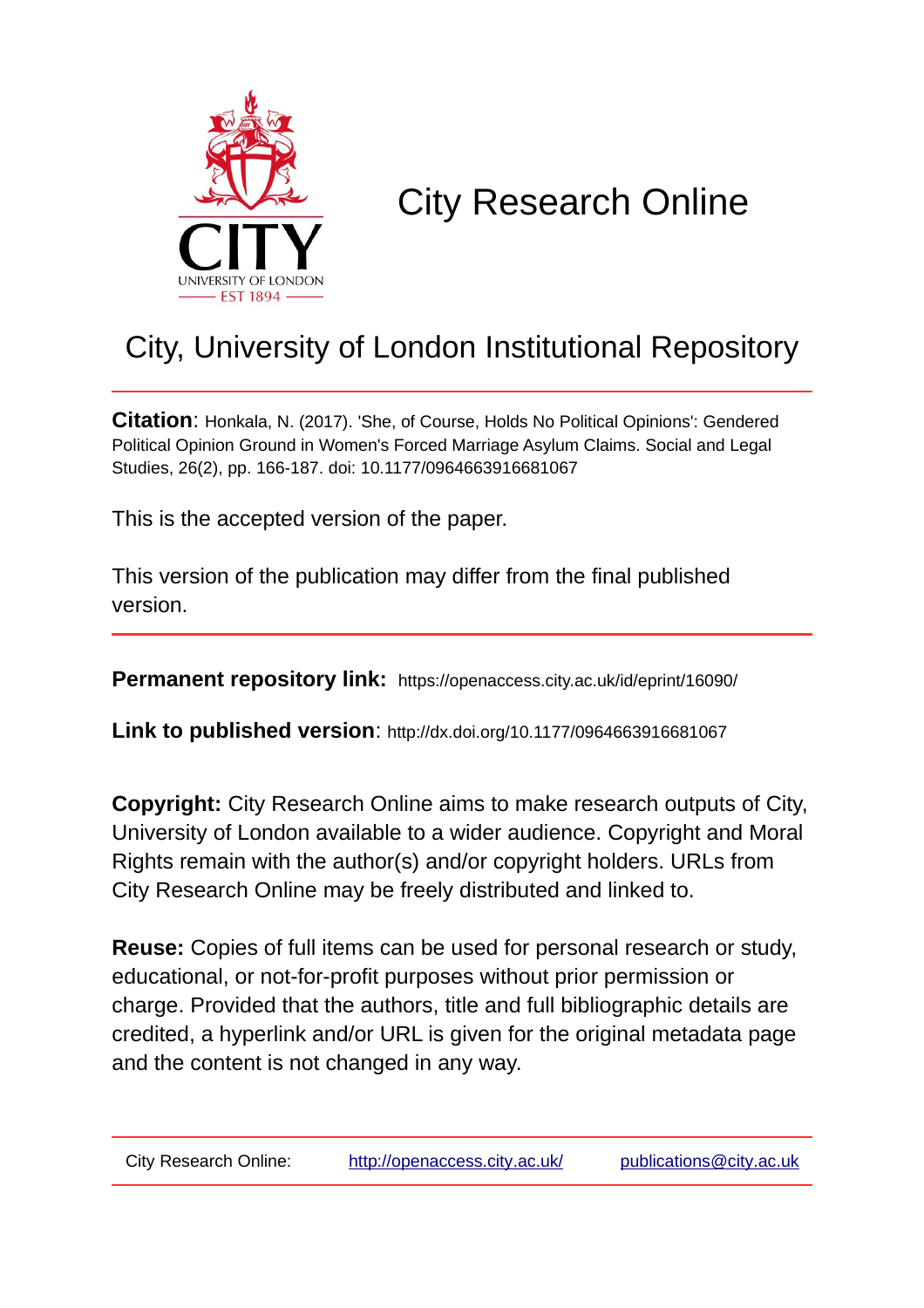# City Research Online

## City, University of London Institutional Repository

**Citation**: Honkala, N. (2017). 'She, of Course, Holds No Political Opinions': Gendered Political Opinion Ground in Women's Forced Marriage Asylum Claims. Social and Legal Studies, 26(2), pp. 166-187. doi: 10.1177/0964663916681067

This is the accepted version of the paper.

This version of the publication may differ from the final published version.

**Permanent repository link:** https://openaccess.city.ac.uk/id/eprint/16090/

**Link to published version**: http://dx.doi.org/10.1177/0964663916681067

**Copyright:** City Research Online aims to make research outputs of City, University of London available to a wider audience. Copyright and Moral Rights remain with the author(s) and/or copyright holders. URLs from City Research Online may be freely distributed and linked to.

**Reuse:** Copies of full items can be used for personal research or study, educational, or not-for-profit purposes without prior permission or charge. Provided that the authors, title and full bibliographic details are credited, a hyperlink and/or URL is given for the original metadata page and the content is not changed in any way.

City Research Online: http://openaccess.city.ac.uk/ publications@city.ac.uk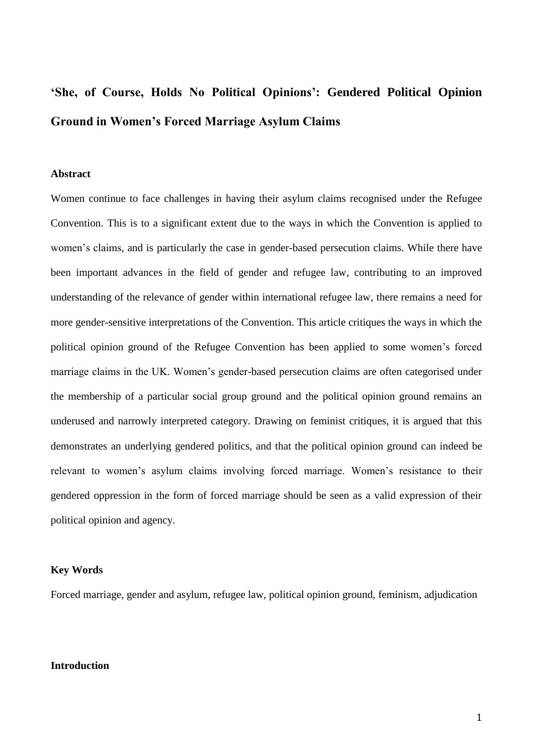# ‘She, of Course, Holds No Political Opinions’: Gendered Political Opinion Ground in Women’s Forced Marriage Asylum Claims

### Abstract

Women continue to face challenges in having their asylum claims recognised under the Refugee Convention. This is to a significant extent due to the ways in which the Convention is applied to women’s claims, and is particularly the case in gender-based persecution claims. While there have been important advances in the field of gender and refugee law, contributing to an improved understanding of the relevance of gender within international refugee law, there remains a need for more gender-sensitive interpretations of the Convention. This article critiques the ways in which the political opinion ground of the Refugee Convention has been applied to some women’s forced marriage claims in the UK. Women’s gender-based persecution claims are often categorised under the membership of a particular social group ground and the political opinion ground remains an underused and narrowly interpreted category. Drawing on feminist critiques, it is argued that this demonstrates an underlying gendered politics, and that the political opinion ground can indeed be relevant to women’s asylum claims involving forced marriage. Women’s resistance to their gendered oppression in the form of forced marriage should be seen as a valid expression of their political opinion and agency.

### Key Words

Forced marriage, gender and asylum, refugee law, political opinion ground, feminism, adjudication

### Introduction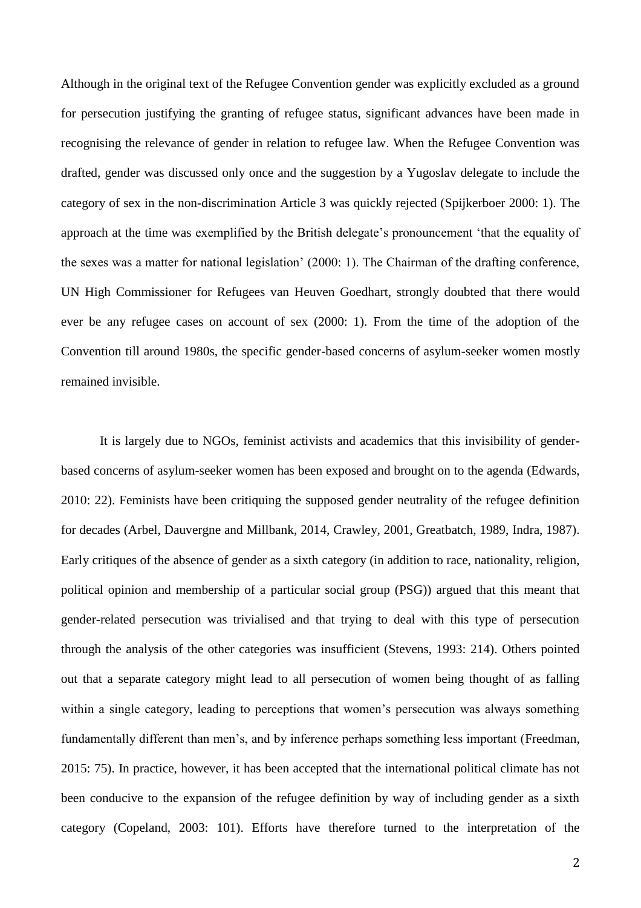Although in the original text of the Refugee Convention gender was explicitly excluded as a ground for persecution justifying the granting of refugee status, significant advances have been made in recognising the relevance of gender in relation to refugee law. When the Refugee Convention was drafted, gender was discussed only once and the suggestion by a Yugoslav delegate to include the category of sex in the non-discrimination Article 3 was quickly rejected (Spijkerboer 2000: 1). The approach at the time was exemplified by the British delegate's pronouncement 'that the equality of the sexes was a matter for national legislation' (2000: 1). The Chairman of the drafting conference, UN High Commissioner for Refugees van Heuven Goedhart, strongly doubted that there would ever be any refugee cases on account of sex (2000: 1). From the time of the adoption of the Convention till around 1980s, the specific gender-based concerns of asylum-seeker women mostly remained invisible.

It is largely due to NGOs, feminist activists and academics that this invisibility of gender-based concerns of asylum-seeker women has been exposed and brought on to the agenda (Edwards, 2010: 22). Feminists have been critiquing the supposed gender neutrality of the refugee definition for decades (Arbel, Dauvergne and Millbank, 2014, Crawley, 2001, Greatbatch, 1989, Indra, 1987). Early critiques of the absence of gender as a sixth category (in addition to race, nationality, religion, political opinion and membership of a particular social group (PSG)) argued that this meant that gender-related persecution was trivialised and that trying to deal with this type of persecution through the analysis of the other categories was insufficient (Stevens, 1993: 214). Others pointed out that a separate category might lead to all persecution of women being thought of as falling within a single category, leading to perceptions that women's persecution was always something fundamentally different than men's, and by inference perhaps something less important (Freedman, 2015: 75). In practice, however, it has been accepted that the international political climate has not been conducive to the expansion of the refugee definition by way of including gender as a sixth category (Copeland, 2003: 101). Efforts have therefore turned to the interpretation of the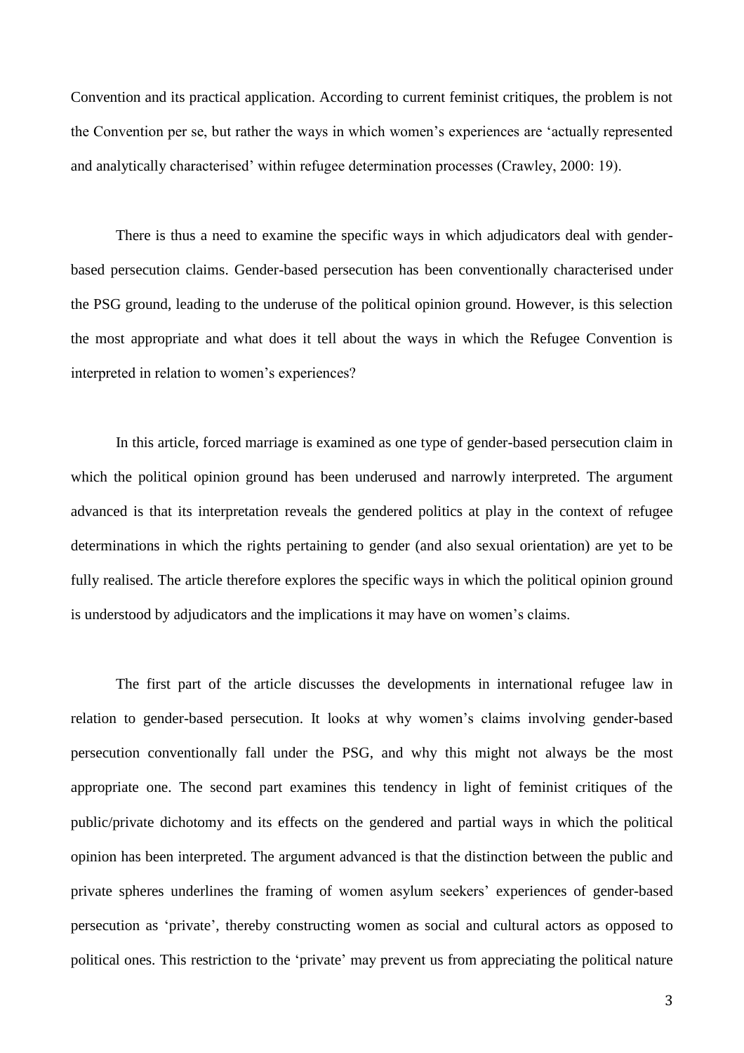Convention and its practical application. According to current feminist critiques, the problem is not the Convention per se, but rather the ways in which women's experiences are 'actually represented and analytically characterised' within refugee determination processes (Crawley, 2000: 19).

There is thus a need to examine the specific ways in which adjudicators deal with gender-based persecution claims. Gender-based persecution has been conventionally characterised under the PSG ground, leading to the underuse of the political opinion ground. However, is this selection the most appropriate and what does it tell about the ways in which the Refugee Convention is interpreted in relation to women's experiences?

In this article, forced marriage is examined as one type of gender-based persecution claim in which the political opinion ground has been underused and narrowly interpreted. The argument advanced is that its interpretation reveals the gendered politics at play in the context of refugee determinations in which the rights pertaining to gender (and also sexual orientation) are yet to be fully realised. The article therefore explores the specific ways in which the political opinion ground is understood by adjudicators and the implications it may have on women's claims.

The first part of the article discusses the developments in international refugee law in relation to gender-based persecution. It looks at why women's claims involving gender-based persecution conventionally fall under the PSG, and why this might not always be the most appropriate one. The second part examines this tendency in light of feminist critiques of the public/private dichotomy and its effects on the gendered and partial ways in which the political opinion has been interpreted. The argument advanced is that the distinction between the public and private spheres underlines the framing of women asylum seekers' experiences of gender-based persecution as 'private', thereby constructing women as social and cultural actors as opposed to political ones. This restriction to the 'private' may prevent us from appreciating the political nature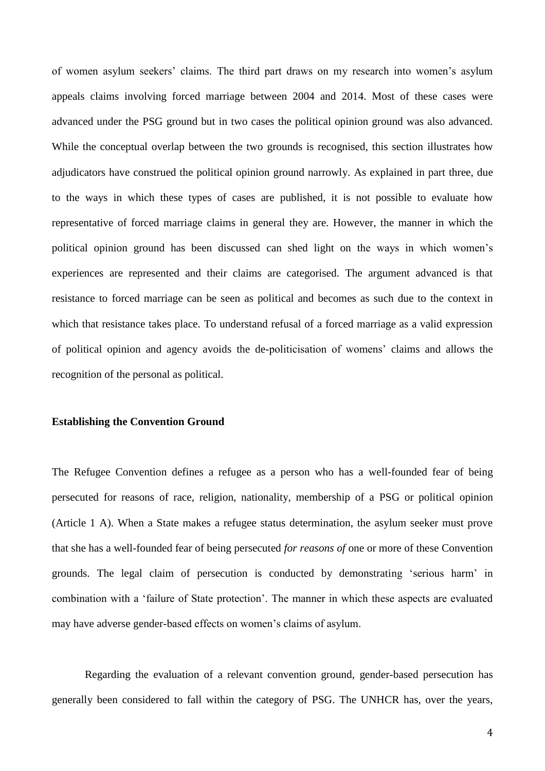of women asylum seekers' claims. The third part draws on my research into women's asylum appeals claims involving forced marriage between 2004 and 2014. Most of these cases were advanced under the PSG ground but in two cases the political opinion ground was also advanced. While the conceptual overlap between the two grounds is recognised, this section illustrates how adjudicators have construed the political opinion ground narrowly. As explained in part three, due to the ways in which these types of cases are published, it is not possible to evaluate how representative of forced marriage claims in general they are. However, the manner in which the political opinion ground has been discussed can shed light on the ways in which women's experiences are represented and their claims are categorised. The argument advanced is that resistance to forced marriage can be seen as political and becomes as such due to the context in which that resistance takes place. To understand refusal of a forced marriage as a valid expression of political opinion and agency avoids the de-politicisation of womens' claims and allows the recognition of the personal as political.

**Establishing the Convention Ground**

The Refugee Convention defines a refugee as a person who has a well-founded fear of being persecuted for reasons of race, religion, nationality, membership of a PSG or political opinion (Article 1 A). When a State makes a refugee status determination, the asylum seeker must prove that she has a well-founded fear of being persecuted *for reasons of* one or more of these Convention grounds. The legal claim of persecution is conducted by demonstrating 'serious harm' in combination with a 'failure of State protection'. The manner in which these aspects are evaluated may have adverse gender-based effects on women's claims of asylum.

Regarding the evaluation of a relevant convention ground, gender-based persecution has generally been considered to fall within the category of PSG. The UNHCR has, over the years,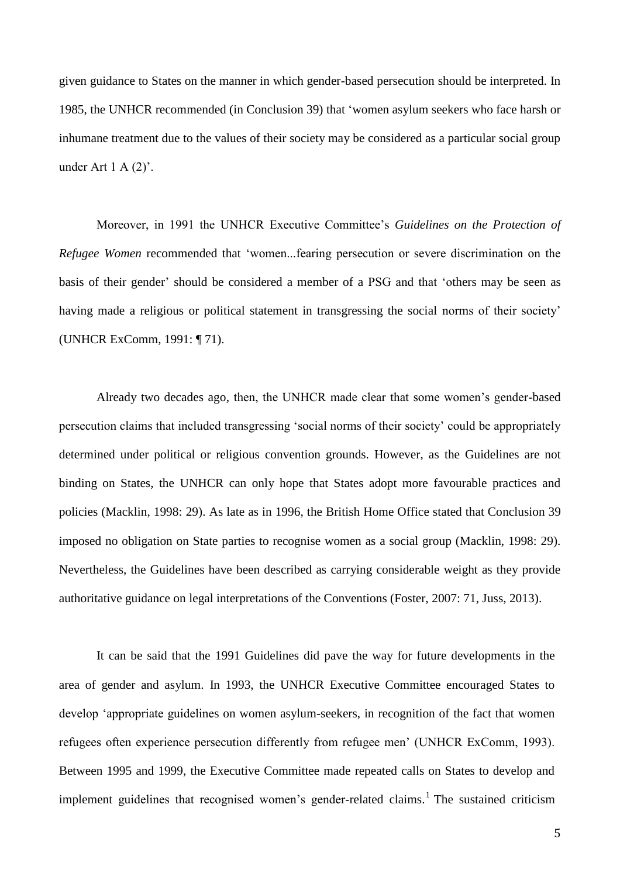given guidance to States on the manner in which gender-based persecution should be interpreted. In 1985, the UNHCR recommended (in Conclusion 39) that 'women asylum seekers who face harsh or inhumane treatment due to the values of their society may be considered as a particular social group under Art 1 A (2)'.

Moreover, in 1991 the UNHCR Executive Committee's *Guidelines on the Protection of Refugee Women* recommended that 'women...fearing persecution or severe discrimination on the basis of their gender' should be considered a member of a PSG and that 'others may be seen as having made a religious or political statement in transgressing the social norms of their society' (UNHCR ExComm, 1991: ¶ 71).

Already two decades ago, then, the UNHCR made clear that some women's gender-based persecution claims that included transgressing 'social norms of their society' could be appropriately determined under political or religious convention grounds. However, as the Guidelines are not binding on States, the UNHCR can only hope that States adopt more favourable practices and policies (Macklin, 1998: 29). As late as in 1996, the British Home Office stated that Conclusion 39 imposed no obligation on State parties to recognise women as a social group (Macklin, 1998: 29). Nevertheless, the Guidelines have been described as carrying considerable weight as they provide authoritative guidance on legal interpretations of the Conventions (Foster, 2007: 71, Juss, 2013).

It can be said that the 1991 Guidelines did pave the way for future developments in the area of gender and asylum. In 1993, the UNHCR Executive Committee encouraged States to develop 'appropriate guidelines on women asylum-seekers, in recognition of the fact that women refugees often experience persecution differently from refugee men' (UNHCR ExComm, 1993). Between 1995 and 1999, the Executive Committee made repeated calls on States to develop and implement guidelines that recognised women's gender-related claims.[1] The sustained criticism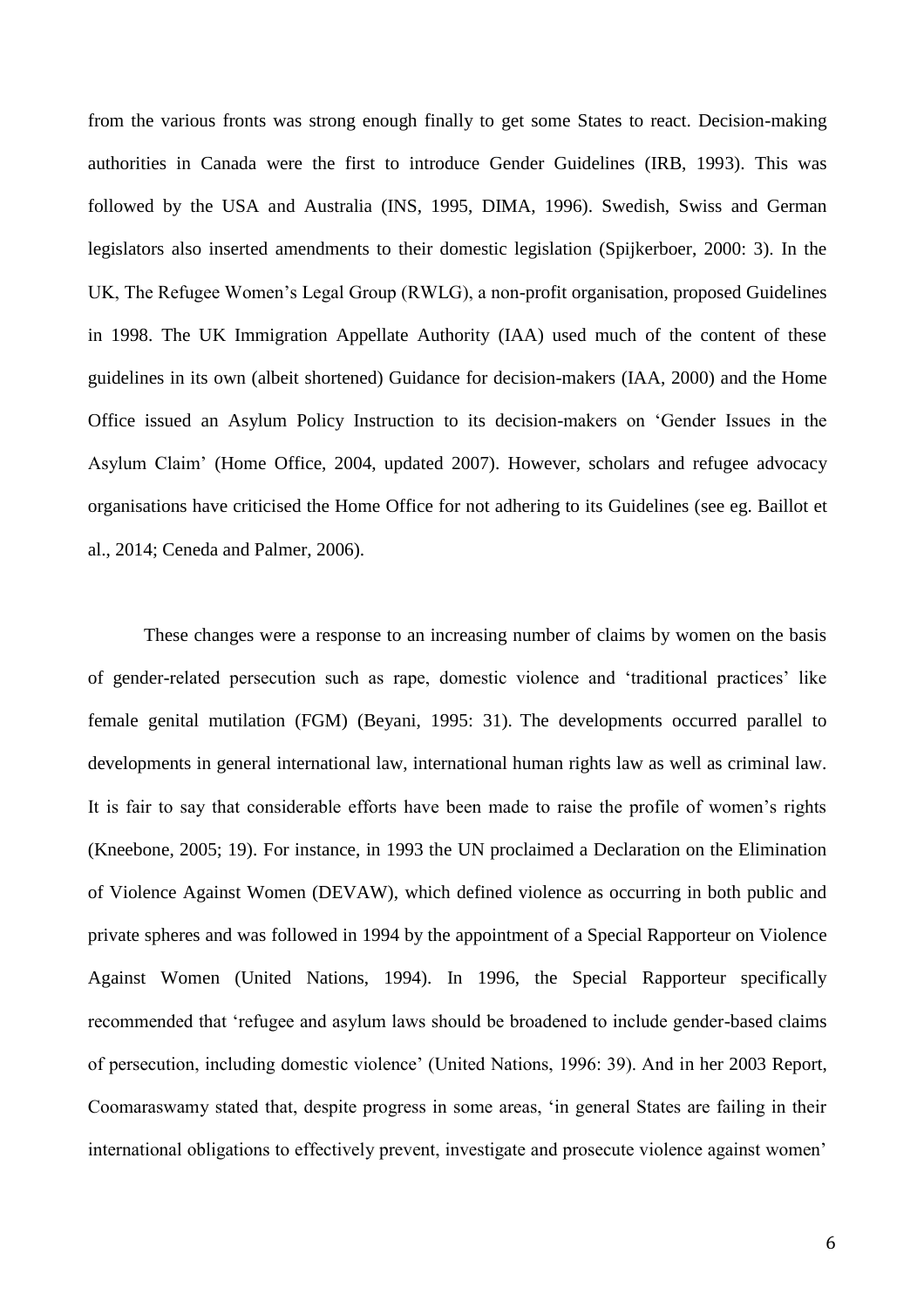from the various fronts was strong enough finally to get some States to react. Decision-making authorities in Canada were the first to introduce Gender Guidelines (IRB, 1993). This was followed by the USA and Australia (INS, 1995, DIMA, 1996). Swedish, Swiss and German legislators also inserted amendments to their domestic legislation (Spijkerboer, 2000: 3). In the UK, The Refugee Women's Legal Group (RWLG), a non-profit organisation, proposed Guidelines in 1998. The UK Immigration Appellate Authority (IAA) used much of the content of these guidelines in its own (albeit shortened) Guidance for decision-makers (IAA, 2000) and the Home Office issued an Asylum Policy Instruction to its decision-makers on 'Gender Issues in the Asylum Claim' (Home Office, 2004, updated 2007). However, scholars and refugee advocacy organisations have criticised the Home Office for not adhering to its Guidelines (see eg. Baillot et al., 2014; Ceneda and Palmer, 2006).

These changes were a response to an increasing number of claims by women on the basis of gender-related persecution such as rape, domestic violence and 'traditional practices' like female genital mutilation (FGM) (Beyani, 1995: 31). The developments occurred parallel to developments in general international law, international human rights law as well as criminal law. It is fair to say that considerable efforts have been made to raise the profile of women's rights (Kneebone, 2005; 19). For instance, in 1993 the UN proclaimed a Declaration on the Elimination of Violence Against Women (DEVAW), which defined violence as occurring in both public and private spheres and was followed in 1994 by the appointment of a Special Rapporteur on Violence Against Women (United Nations, 1994). In 1996, the Special Rapporteur specifically recommended that 'refugee and asylum laws should be broadened to include gender-based claims of persecution, including domestic violence' (United Nations, 1996: 39). And in her 2003 Report, Coomaraswamy stated that, despite progress in some areas, 'in general States are failing in their international obligations to effectively prevent, investigate and prosecute violence against women'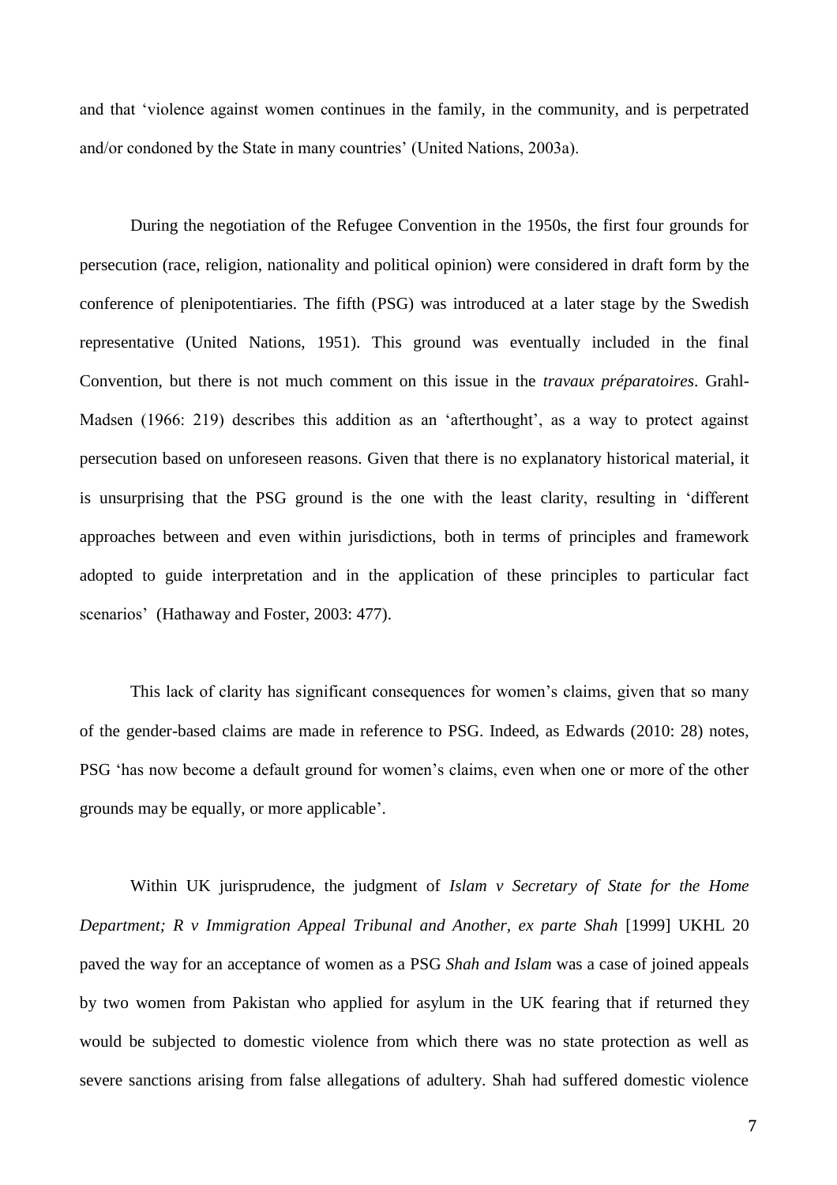and that 'violence against women continues in the family, in the community, and is perpetrated and/or condoned by the State in many countries' (United Nations, 2003a).

During the negotiation of the Refugee Convention in the 1950s, the first four grounds for persecution (race, religion, nationality and political opinion) were considered in draft form by the conference of plenipotentiaries. The fifth (PSG) was introduced at a later stage by the Swedish representative (United Nations, 1951). This ground was eventually included in the final Convention, but there is not much comment on this issue in the *travaux préparatoires*. Grahl-Madsen (1966: 219) describes this addition as an 'afterthought', as a way to protect against persecution based on unforeseen reasons. Given that there is no explanatory historical material, it is unsurprising that the PSG ground is the one with the least clarity, resulting in 'different approaches between and even within jurisdictions, both in terms of principles and framework adopted to guide interpretation and in the application of these principles to particular fact scenarios' (Hathaway and Foster, 2003: 477).

This lack of clarity has significant consequences for women's claims, given that so many of the gender-based claims are made in reference to PSG. Indeed, as Edwards (2010: 28) notes, PSG 'has now become a default ground for women's claims, even when one or more of the other grounds may be equally, or more applicable'.

Within UK jurisprudence, the judgment of *Islam v Secretary of State for the Home Department; R v Immigration Appeal Tribunal and Another, ex parte Shah* [1999] UKHL 20 paved the way for an acceptance of women as a PSG *Shah and Islam* was a case of joined appeals by two women from Pakistan who applied for asylum in the UK fearing that if returned they would be subjected to domestic violence from which there was no state protection as well as severe sanctions arising from false allegations of adultery. Shah had suffered domestic violence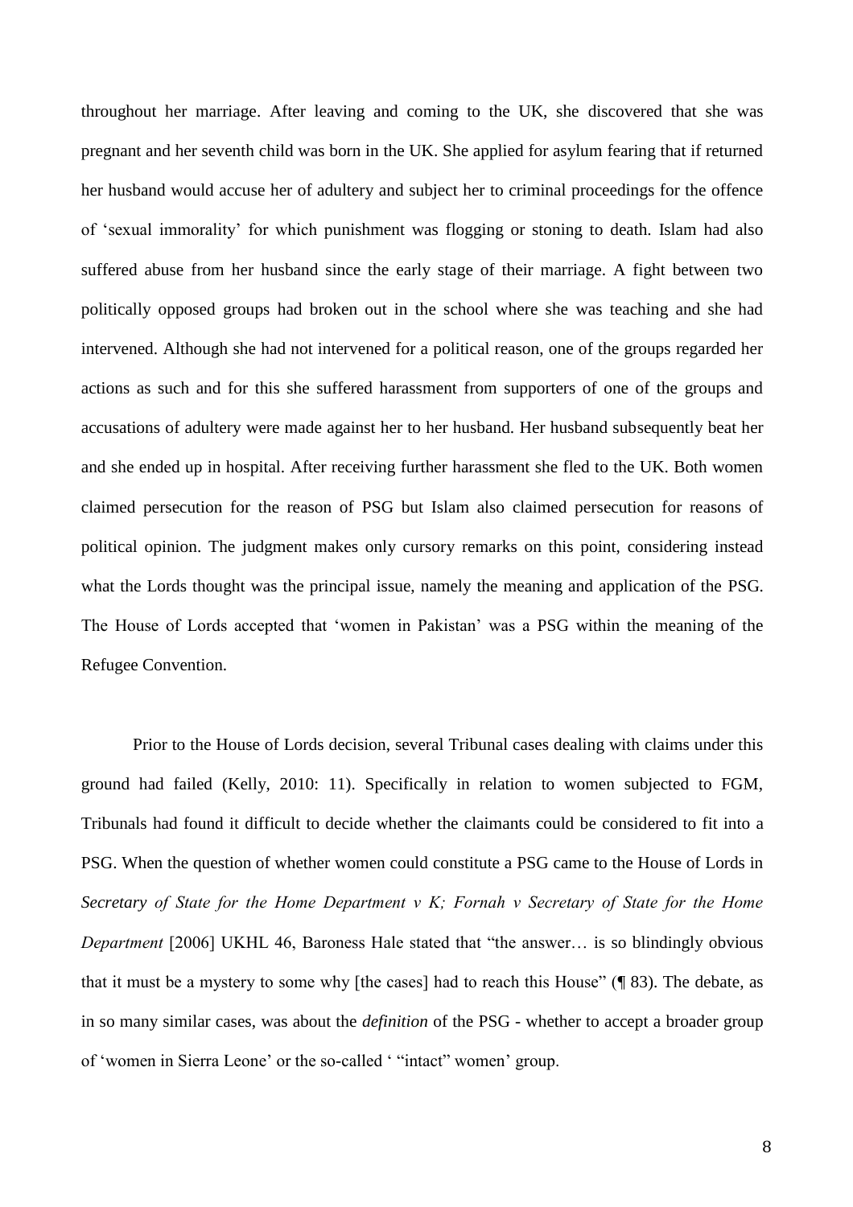throughout her marriage. After leaving and coming to the UK, she discovered that she was pregnant and her seventh child was born in the UK. She applied for asylum fearing that if returned her husband would accuse her of adultery and subject her to criminal proceedings for the offence of 'sexual immorality' for which punishment was flogging or stoning to death. Islam had also suffered abuse from her husband since the early stage of their marriage. A fight between two politically opposed groups had broken out in the school where she was teaching and she had intervened. Although she had not intervened for a political reason, one of the groups regarded her actions as such and for this she suffered harassment from supporters of one of the groups and accusations of adultery were made against her to her husband. Her husband subsequently beat her and she ended up in hospital. After receiving further harassment she fled to the UK. Both women claimed persecution for the reason of PSG but Islam also claimed persecution for reasons of political opinion. The judgment makes only cursory remarks on this point, considering instead what the Lords thought was the principal issue, namely the meaning and application of the PSG. The House of Lords accepted that 'women in Pakistan' was a PSG within the meaning of the Refugee Convention.

Prior to the House of Lords decision, several Tribunal cases dealing with claims under this ground had failed (Kelly, 2010: 11). Specifically in relation to women subjected to FGM, Tribunals had found it difficult to decide whether the claimants could be considered to fit into a PSG. When the question of whether women could constitute a PSG came to the House of Lords in *Secretary of State for the Home Department v K; Fornah v Secretary of State for the Home Department* [2006] UKHL 46, Baroness Hale stated that "the answer… is so blindingly obvious that it must be a mystery to some why [the cases] had to reach this House" (¶ 83). The debate, as in so many similar cases, was about the *definition* of the PSG - whether to accept a broader group of 'women in Sierra Leone' or the so-called ' "intact" women' group.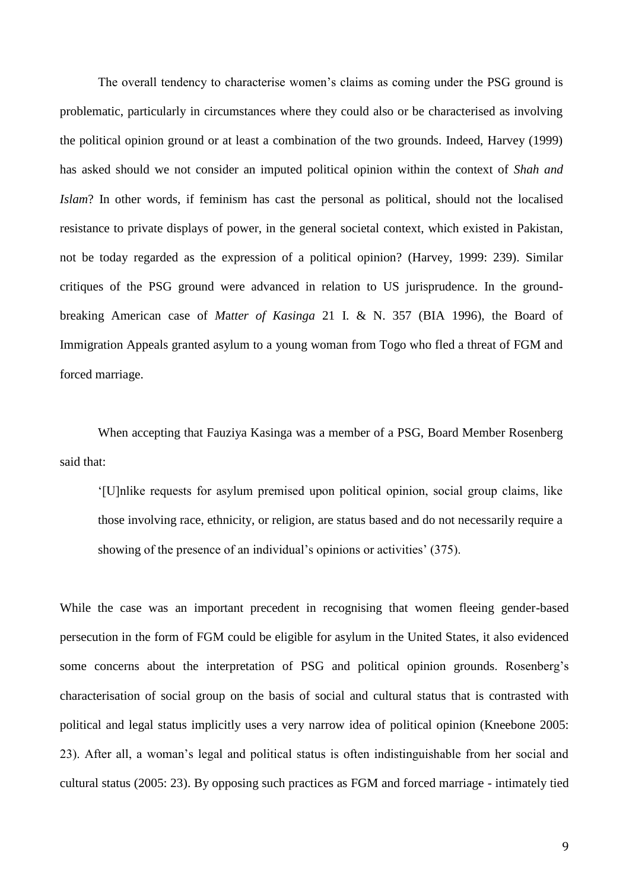The overall tendency to characterise women's claims as coming under the PSG ground is problematic, particularly in circumstances where they could also or be characterised as involving the political opinion ground or at least a combination of the two grounds. Indeed, Harvey (1999) has asked should we not consider an imputed political opinion within the context of *Shah and Islam*? In other words, if feminism has cast the personal as political, should not the localised resistance to private displays of power, in the general societal context, which existed in Pakistan, not be today regarded as the expression of a political opinion? (Harvey, 1999: 239). Similar critiques of the PSG ground were advanced in relation to US jurisprudence. In the ground-breaking American case of *Matter of Kasinga* 21 I. & N. 357 (BIA 1996), the Board of Immigration Appeals granted asylum to a young woman from Togo who fled a threat of FGM and forced marriage.

When accepting that Fauziya Kasinga was a member of a PSG, Board Member Rosenberg said that:

> '[U]nlike requests for asylum premised upon political opinion, social group claims, like those involving race, ethnicity, or religion, are status based and do not necessarily require a showing of the presence of an individual's opinions or activities' (375).

While the case was an important precedent in recognising that women fleeing gender-based persecution in the form of FGM could be eligible for asylum in the United States, it also evidenced some concerns about the interpretation of PSG and political opinion grounds. Rosenberg's characterisation of social group on the basis of social and cultural status that is contrasted with political and legal status implicitly uses a very narrow idea of political opinion (Kneebone 2005: 23). After all, a woman's legal and political status is often indistinguishable from her social and cultural status (2005: 23). By opposing such practices as FGM and forced marriage - intimately tied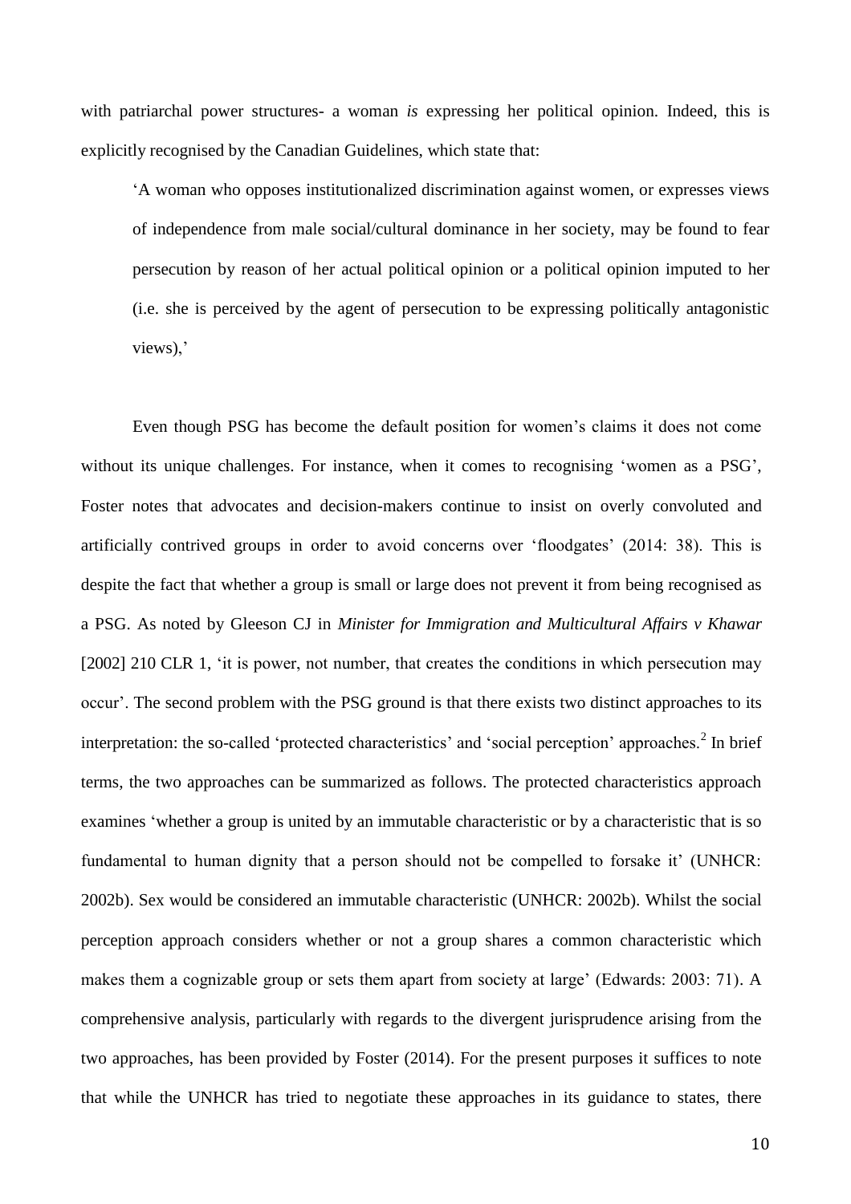with patriarchal power structures- a woman *is* expressing her political opinion. Indeed, this is explicitly recognised by the Canadian Guidelines, which state that:

> 'A woman who opposes institutionalized discrimination against women, or expresses views of independence from male social/cultural dominance in her society, may be found to fear persecution by reason of her actual political opinion or a political opinion imputed to her (i.e. she is perceived by the agent of persecution to be expressing politically antagonistic views),'

Even though PSG has become the default position for women's claims it does not come without its unique challenges. For instance, when it comes to recognising 'women as a PSG', Foster notes that advocates and decision-makers continue to insist on overly convoluted and artificially contrived groups in order to avoid concerns over 'floodgates' (2014: 38). This is despite the fact that whether a group is small or large does not prevent it from being recognised as a PSG. As noted by Gleeson CJ in *Minister for Immigration and Multicultural Affairs v Khawar* [2002] 210 CLR 1, 'it is power, not number, that creates the conditions in which persecution may occur'. The second problem with the PSG ground is that there exists two distinct approaches to its interpretation: the so-called 'protected characteristics' and 'social perception' approaches.[2] In brief terms, the two approaches can be summarized as follows. The protected characteristics approach examines 'whether a group is united by an immutable characteristic or by a characteristic that is so fundamental to human dignity that a person should not be compelled to forsake it' (UNHCR: 2002b). Sex would be considered an immutable characteristic (UNHCR: 2002b). Whilst the social perception approach considers whether or not a group shares a common characteristic which makes them a cognizable group or sets them apart from society at large' (Edwards: 2003: 71). A comprehensive analysis, particularly with regards to the divergent jurisprudence arising from the two approaches, has been provided by Foster (2014). For the present purposes it suffices to note that while the UNHCR has tried to negotiate these approaches in its guidance to states, there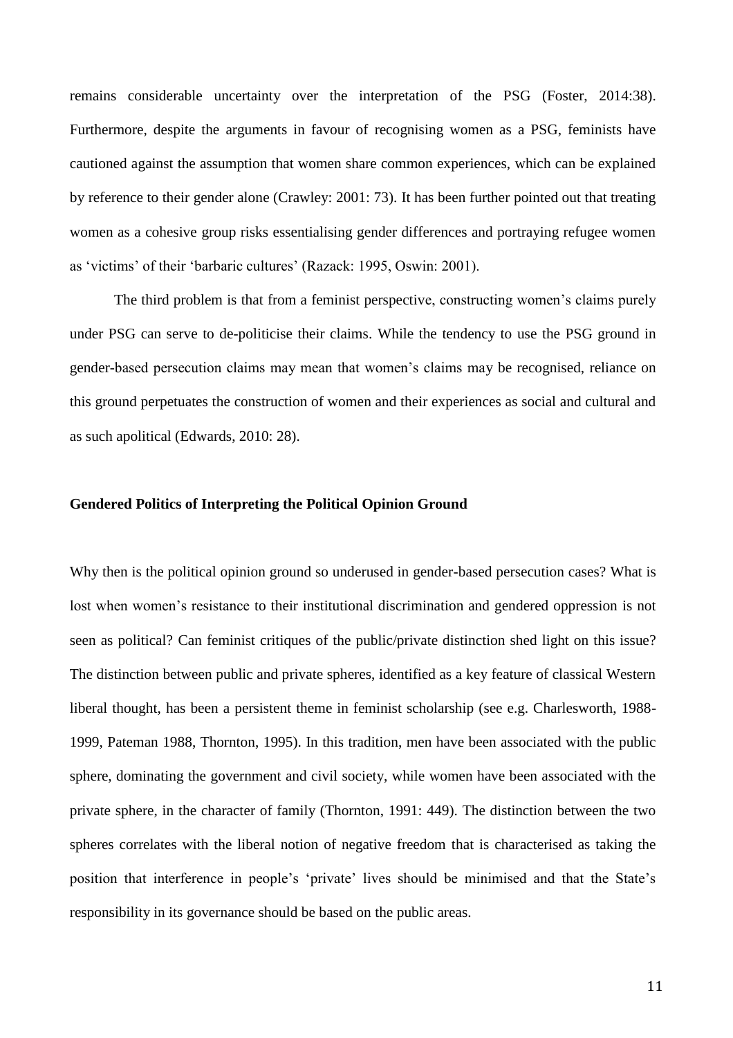remains considerable uncertainty over the interpretation of the PSG (Foster, 2014:38). Furthermore, despite the arguments in favour of recognising women as a PSG, feminists have cautioned against the assumption that women share common experiences, which can be explained by reference to their gender alone (Crawley: 2001: 73). It has been further pointed out that treating women as a cohesive group risks essentialising gender differences and portraying refugee women as 'victims' of their 'barbaric cultures' (Razack: 1995, Oswin: 2001).

The third problem is that from a feminist perspective, constructing women's claims purely under PSG can serve to de-politicise their claims. While the tendency to use the PSG ground in gender-based persecution claims may mean that women's claims may be recognised, reliance on this ground perpetuates the construction of women and their experiences as social and cultural and as such apolitical (Edwards, 2010: 28).

**Gendered Politics of Interpreting the Political Opinion Ground**

Why then is the political opinion ground so underused in gender-based persecution cases? What is lost when women's resistance to their institutional discrimination and gendered oppression is not seen as political? Can feminist critiques of the public/private distinction shed light on this issue? The distinction between public and private spheres, identified as a key feature of classical Western liberal thought, has been a persistent theme in feminist scholarship (see e.g. Charlesworth, 1988-1999, Pateman 1988, Thornton, 1995). In this tradition, men have been associated with the public sphere, dominating the government and civil society, while women have been associated with the private sphere, in the character of family (Thornton, 1991: 449). The distinction between the two spheres correlates with the liberal notion of negative freedom that is characterised as taking the position that interference in people's 'private' lives should be minimised and that the State's responsibility in its governance should be based on the public areas.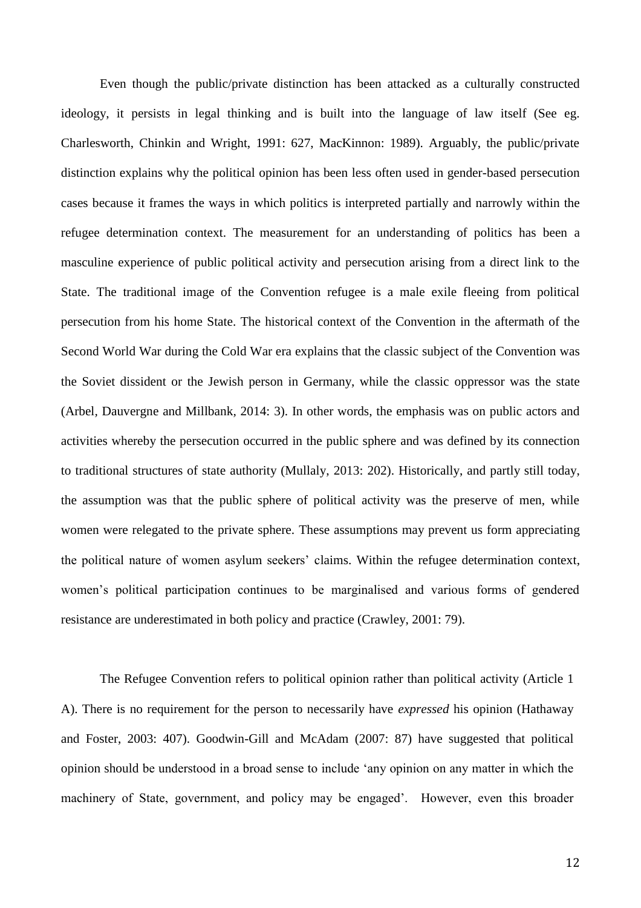Even though the public/private distinction has been attacked as a culturally constructed ideology, it persists in legal thinking and is built into the language of law itself (See eg. Charlesworth, Chinkin and Wright, 1991: 627, MacKinnon: 1989). Arguably, the public/private distinction explains why the political opinion has been less often used in gender-based persecution cases because it frames the ways in which politics is interpreted partially and narrowly within the refugee determination context. The measurement for an understanding of politics has been a masculine experience of public political activity and persecution arising from a direct link to the State. The traditional image of the Convention refugee is a male exile fleeing from political persecution from his home State. The historical context of the Convention in the aftermath of the Second World War during the Cold War era explains that the classic subject of the Convention was the Soviet dissident or the Jewish person in Germany, while the classic oppressor was the state (Arbel, Dauvergne and Millbank, 2014: 3). In other words, the emphasis was on public actors and activities whereby the persecution occurred in the public sphere and was defined by its connection to traditional structures of state authority (Mullaly, 2013: 202). Historically, and partly still today, the assumption was that the public sphere of political activity was the preserve of men, while women were relegated to the private sphere. These assumptions may prevent us form appreciating the political nature of women asylum seekers' claims. Within the refugee determination context, women's political participation continues to be marginalised and various forms of gendered resistance are underestimated in both policy and practice (Crawley, 2001: 79).

The Refugee Convention refers to political opinion rather than political activity (Article 1 A). There is no requirement for the person to necessarily have *expressed* his opinion (Hathaway and Foster, 2003: 407). Goodwin-Gill and McAdam (2007: 87) have suggested that political opinion should be understood in a broad sense to include 'any opinion on any matter in which the machinery of State, government, and policy may be engaged'. However, even this broader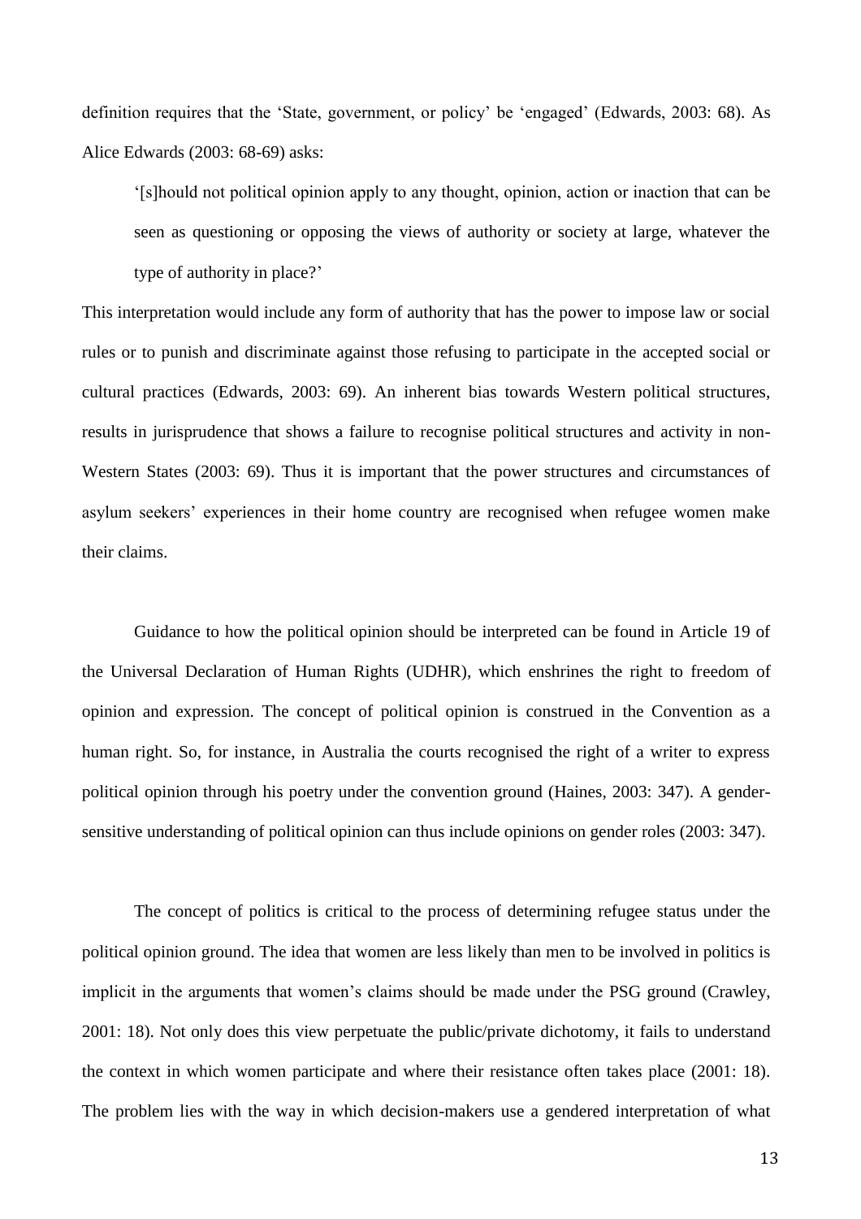definition requires that the 'State, government, or policy' be 'engaged' (Edwards, 2003: 68). As Alice Edwards (2003: 68-69) asks:

> '[s]hould not political opinion apply to any thought, opinion, action or inaction that can be seen as questioning or opposing the views of authority or society at large, whatever the type of authority in place?'

This interpretation would include any form of authority that has the power to impose law or social rules or to punish and discriminate against those refusing to participate in the accepted social or cultural practices (Edwards, 2003: 69). An inherent bias towards Western political structures, results in jurisprudence that shows a failure to recognise political structures and activity in non-Western States (2003: 69). Thus it is important that the power structures and circumstances of asylum seekers' experiences in their home country are recognised when refugee women make their claims.

Guidance to how the political opinion should be interpreted can be found in Article 19 of the Universal Declaration of Human Rights (UDHR), which enshrines the right to freedom of opinion and expression. The concept of political opinion is construed in the Convention as a human right. So, for instance, in Australia the courts recognised the right of a writer to express political opinion through his poetry under the convention ground (Haines, 2003: 347). A gender-sensitive understanding of political opinion can thus include opinions on gender roles (2003: 347).

The concept of politics is critical to the process of determining refugee status under the political opinion ground. The idea that women are less likely than men to be involved in politics is implicit in the arguments that women's claims should be made under the PSG ground (Crawley, 2001: 18). Not only does this view perpetuate the public/private dichotomy, it fails to understand the context in which women participate and where their resistance often takes place (2001: 18). The problem lies with the way in which decision-makers use a gendered interpretation of what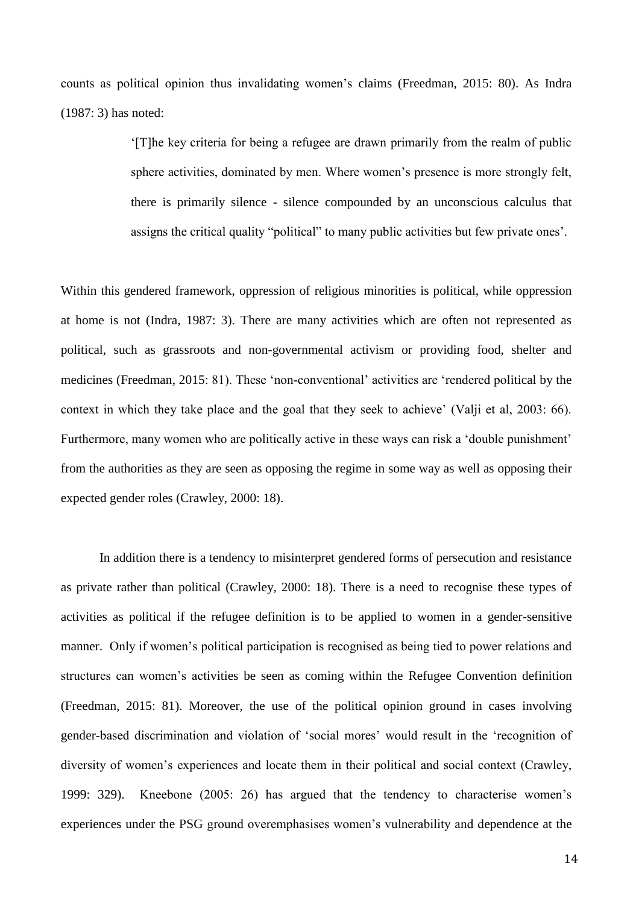counts as political opinion thus invalidating women's claims (Freedman, 2015: 80). As Indra (1987: 3) has noted:

> '[T]he key criteria for being a refugee are drawn primarily from the realm of public sphere activities, dominated by men. Where women's presence is more strongly felt, there is primarily silence - silence compounded by an unconscious calculus that assigns the critical quality "political" to many public activities but few private ones'.

Within this gendered framework, oppression of religious minorities is political, while oppression at home is not (Indra, 1987: 3). There are many activities which are often not represented as political, such as grassroots and non-governmental activism or providing food, shelter and medicines (Freedman, 2015: 81). These 'non-conventional' activities are 'rendered political by the context in which they take place and the goal that they seek to achieve' (Valji et al, 2003: 66). Furthermore, many women who are politically active in these ways can risk a 'double punishment' from the authorities as they are seen as opposing the regime in some way as well as opposing their expected gender roles (Crawley, 2000: 18).

In addition there is a tendency to misinterpret gendered forms of persecution and resistance as private rather than political (Crawley, 2000: 18). There is a need to recognise these types of activities as political if the refugee definition is to be applied to women in a gender-sensitive manner. Only if women's political participation is recognised as being tied to power relations and structures can women's activities be seen as coming within the Refugee Convention definition (Freedman, 2015: 81). Moreover, the use of the political opinion ground in cases involving gender-based discrimination and violation of 'social mores' would result in the 'recognition of diversity of women's experiences and locate them in their political and social context (Crawley, 1999: 329). Kneebone (2005: 26) has argued that the tendency to characterise women's experiences under the PSG ground overemphasises women's vulnerability and dependence at the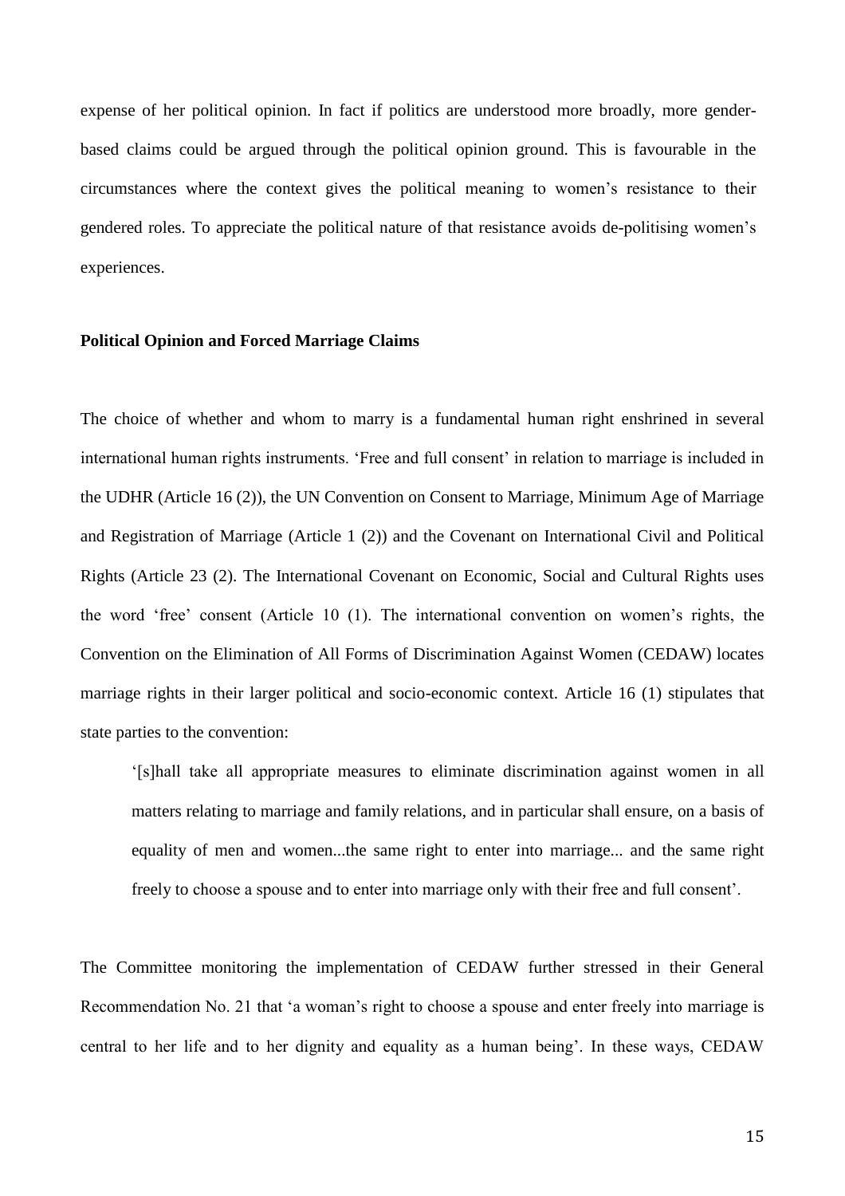expense of her political opinion. In fact if politics are understood more broadly, more gender-based claims could be argued through the political opinion ground. This is favourable in the circumstances where the context gives the political meaning to women's resistance to their gendered roles. To appreciate the political nature of that resistance avoids de-politising women's experiences.

**Political Opinion and Forced Marriage Claims**

The choice of whether and whom to marry is a fundamental human right enshrined in several international human rights instruments. 'Free and full consent' in relation to marriage is included in the UDHR (Article 16 (2)), the UN Convention on Consent to Marriage, Minimum Age of Marriage and Registration of Marriage (Article 1 (2)) and the Covenant on International Civil and Political Rights (Article 23 (2). The International Covenant on Economic, Social and Cultural Rights uses the word 'free' consent (Article 10 (1). The international convention on women's rights, the Convention on the Elimination of All Forms of Discrimination Against Women (CEDAW) locates marriage rights in their larger political and socio-economic context. Article 16 (1) stipulates that state parties to the convention:

> '[s]hall take all appropriate measures to eliminate discrimination against women in all matters relating to marriage and family relations, and in particular shall ensure, on a basis of equality of men and women...the same right to enter into marriage... and the same right freely to choose a spouse and to enter into marriage only with their free and full consent'.

The Committee monitoring the implementation of CEDAW further stressed in their General Recommendation No. 21 that 'a woman's right to choose a spouse and enter freely into marriage is central to her life and to her dignity and equality as a human being'. In these ways, CEDAW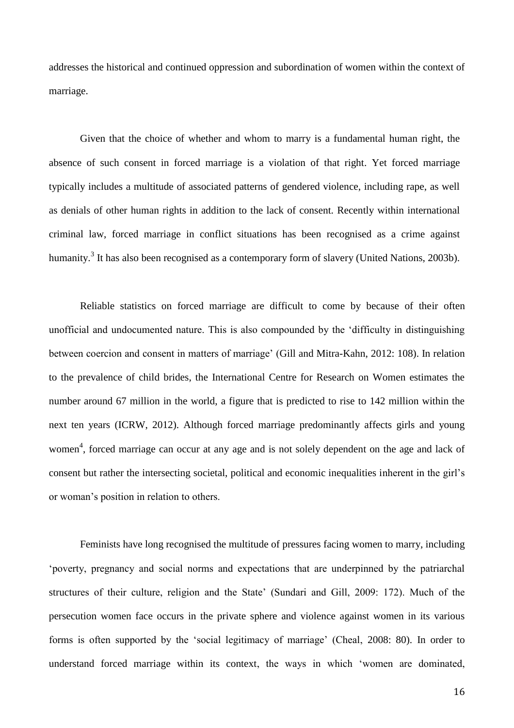addresses the historical and continued oppression and subordination of women within the context of marriage.

Given that the choice of whether and whom to marry is a fundamental human right, the absence of such consent in forced marriage is a violation of that right. Yet forced marriage typically includes a multitude of associated patterns of gendered violence, including rape, as well as denials of other human rights in addition to the lack of consent. Recently within international criminal law, forced marriage in conflict situations has been recognised as a crime against humanity.[3] It has also been recognised as a contemporary form of slavery (United Nations, 2003b).

Reliable statistics on forced marriage are difficult to come by because of their often unofficial and undocumented nature. This is also compounded by the 'difficulty in distinguishing between coercion and consent in matters of marriage' (Gill and Mitra-Kahn, 2012: 108). In relation to the prevalence of child brides, the International Centre for Research on Women estimates the number around 67 million in the world, a figure that is predicted to rise to 142 million within the next ten years (ICRW, 2012). Although forced marriage predominantly affects girls and young women[4], forced marriage can occur at any age and is not solely dependent on the age and lack of consent but rather the intersecting societal, political and economic inequalities inherent in the girl's or woman's position in relation to others.

Feminists have long recognised the multitude of pressures facing women to marry, including 'poverty, pregnancy and social norms and expectations that are underpinned by the patriarchal structures of their culture, religion and the State' (Sundari and Gill, 2009: 172). Much of the persecution women face occurs in the private sphere and violence against women in its various forms is often supported by the 'social legitimacy of marriage' (Cheal, 2008: 80). In order to understand forced marriage within its context, the ways in which 'women are dominated,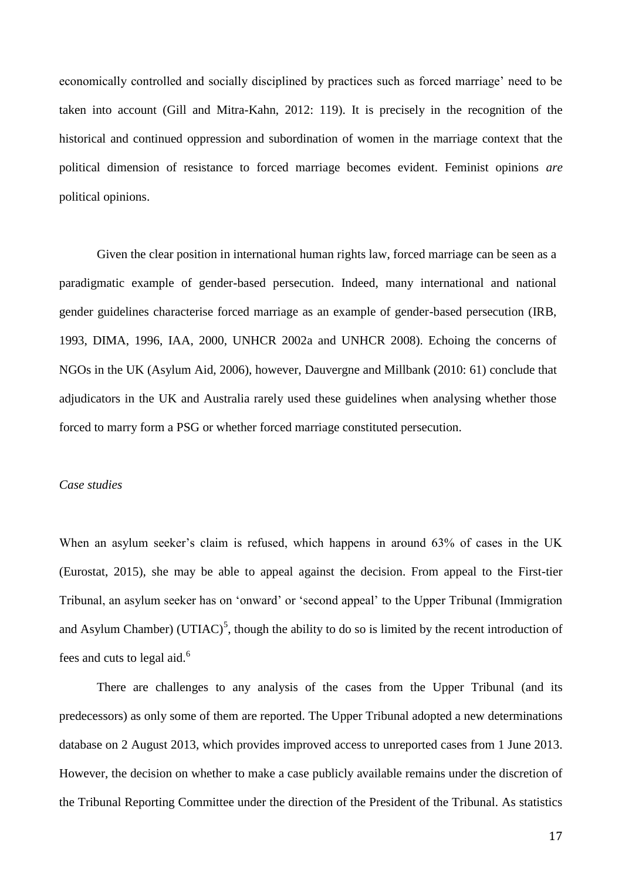economically controlled and socially disciplined by practices such as forced marriage' need to be taken into account (Gill and Mitra-Kahn, 2012: 119). It is precisely in the recognition of the historical and continued oppression and subordination of women in the marriage context that the political dimension of resistance to forced marriage becomes evident. Feminist opinions *are* political opinions.

Given the clear position in international human rights law, forced marriage can be seen as a paradigmatic example of gender-based persecution. Indeed, many international and national gender guidelines characterise forced marriage as an example of gender-based persecution (IRB, 1993, DIMA, 1996, IAA, 2000, UNHCR 2002a and UNHCR 2008). Echoing the concerns of NGOs in the UK (Asylum Aid, 2006), however, Dauvergne and Millbank (2010: 61) conclude that adjudicators in the UK and Australia rarely used these guidelines when analysing whether those forced to marry form a PSG or whether forced marriage constituted persecution.

*Case studies*

When an asylum seeker's claim is refused, which happens in around 63% of cases in the UK (Eurostat, 2015), she may be able to appeal against the decision. From appeal to the First-tier Tribunal, an asylum seeker has on 'onward' or 'second appeal' to the Upper Tribunal (Immigration and Asylum Chamber) (UTIAC)[5], though the ability to do so is limited by the recent introduction of fees and cuts to legal aid.[6]

There are challenges to any analysis of the cases from the Upper Tribunal (and its predecessors) as only some of them are reported. The Upper Tribunal adopted a new determinations database on 2 August 2013, which provides improved access to unreported cases from 1 June 2013. However, the decision on whether to make a case publicly available remains under the discretion of the Tribunal Reporting Committee under the direction of the President of the Tribunal. As statistics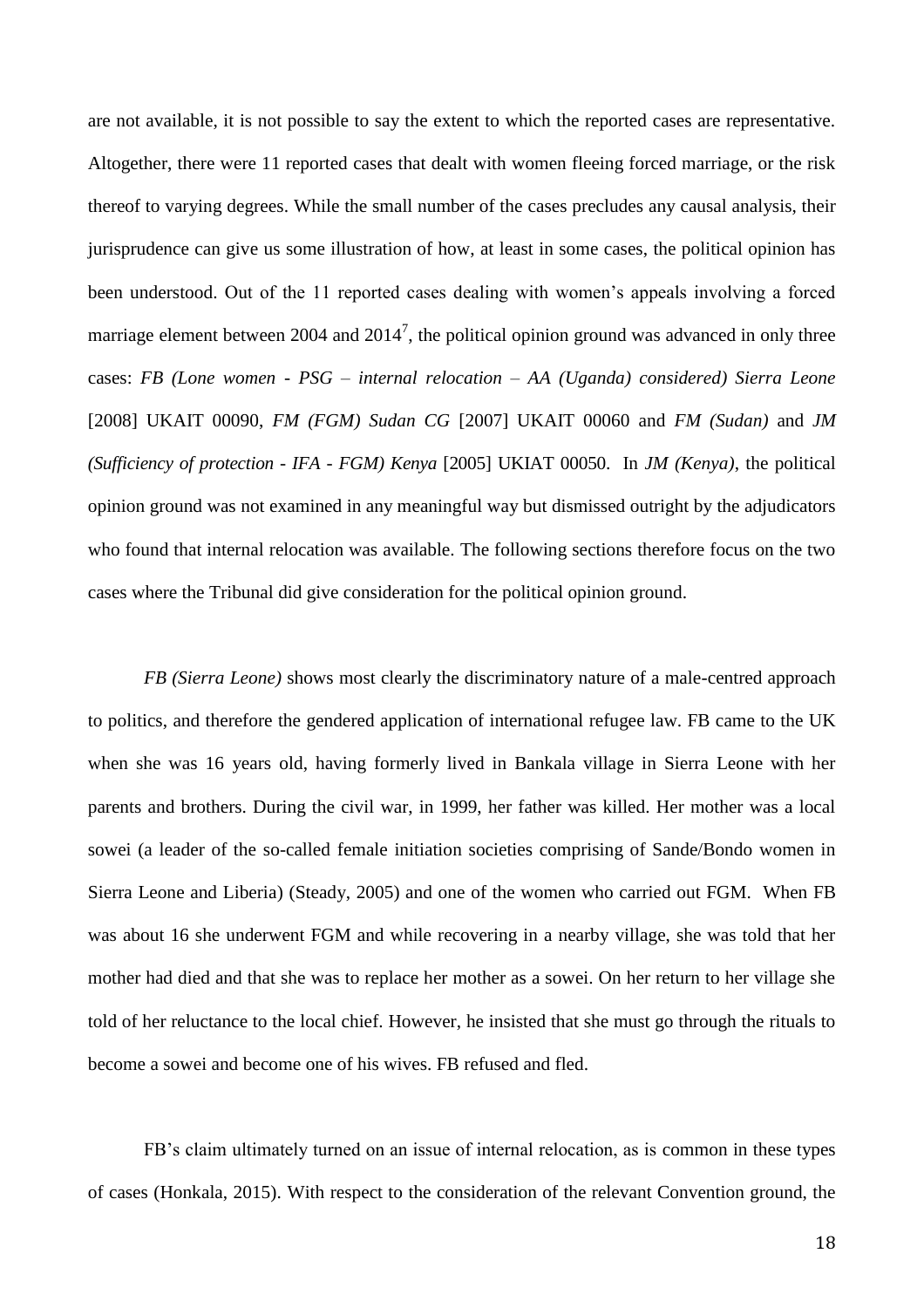are not available, it is not possible to say the extent to which the reported cases are representative. Altogether, there were 11 reported cases that dealt with women fleeing forced marriage, or the risk thereof to varying degrees. While the small number of the cases precludes any causal analysis, their jurisprudence can give us some illustration of how, at least in some cases, the political opinion has been understood. Out of the 11 reported cases dealing with women's appeals involving a forced marriage element between 2004 and 2014[7], the political opinion ground was advanced in only three cases: *FB (Lone women - PSG – internal relocation – AA (Uganda) considered) Sierra Leone* [2008] UKAIT 00090, *FM (FGM) Sudan CG* [2007] UKAIT 00060 and *FM (Sudan)* and *JM (Sufficiency of protection - IFA - FGM) Kenya* [2005] UKIAT 00050. In *JM (Kenya)*, the political opinion ground was not examined in any meaningful way but dismissed outright by the adjudicators who found that internal relocation was available. The following sections therefore focus on the two cases where the Tribunal did give consideration for the political opinion ground.

*FB (Sierra Leone)* shows most clearly the discriminatory nature of a male-centred approach to politics, and therefore the gendered application of international refugee law. FB came to the UK when she was 16 years old, having formerly lived in Bankala village in Sierra Leone with her parents and brothers. During the civil war, in 1999, her father was killed. Her mother was a local sowei (a leader of the so-called female initiation societies comprising of Sande/Bondo women in Sierra Leone and Liberia) (Steady, 2005) and one of the women who carried out FGM. When FB was about 16 she underwent FGM and while recovering in a nearby village, she was told that her mother had died and that she was to replace her mother as a sowei. On her return to her village she told of her reluctance to the local chief. However, he insisted that she must go through the rituals to become a sowei and become one of his wives. FB refused and fled.

FB's claim ultimately turned on an issue of internal relocation, as is common in these types of cases (Honkala, 2015). With respect to the consideration of the relevant Convention ground, the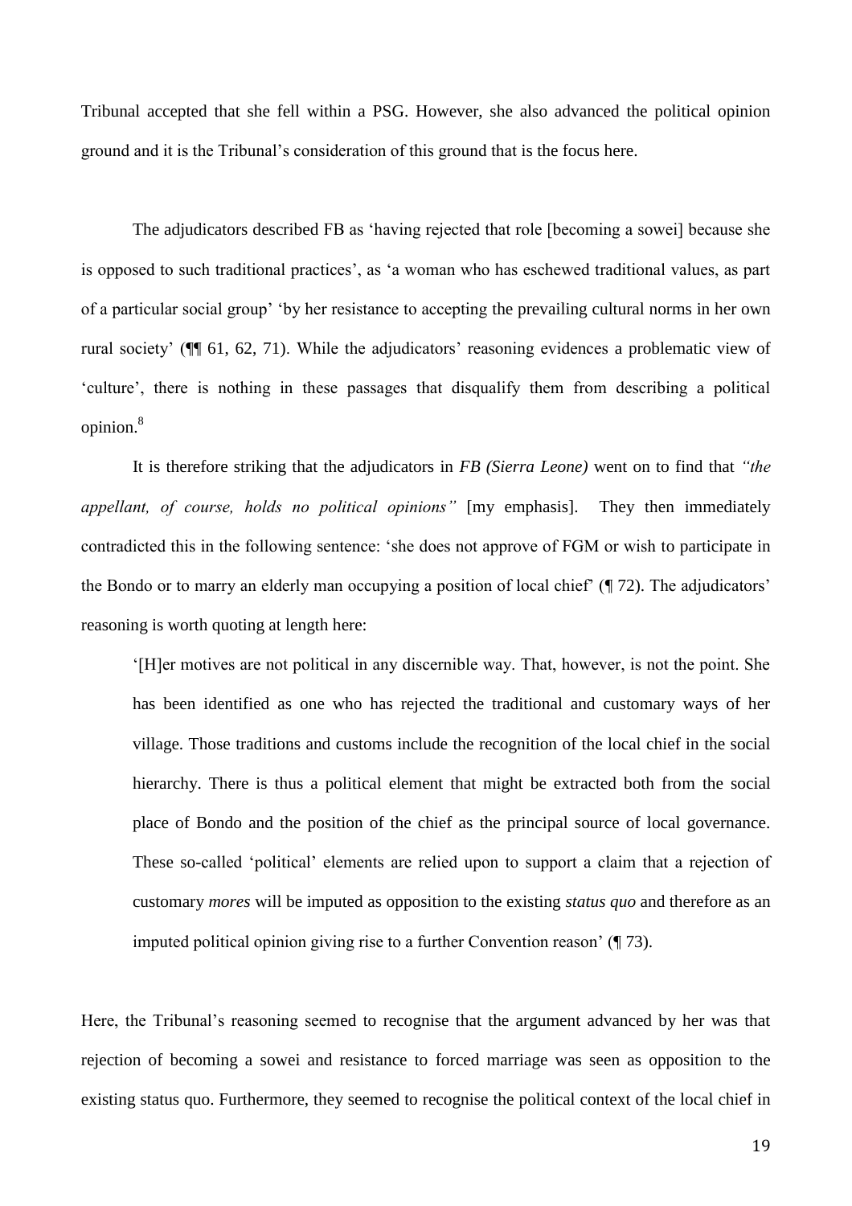Tribunal accepted that she fell within a PSG. However, she also advanced the political opinion ground and it is the Tribunal's consideration of this ground that is the focus here.

The adjudicators described FB as 'having rejected that role [becoming a sowei] because she is opposed to such traditional practices', as 'a woman who has eschewed traditional values, as part of a particular social group' 'by her resistance to accepting the prevailing cultural norms in her own rural society' (¶¶ 61, 62, 71). While the adjudicators' reasoning evidences a problematic view of 'culture', there is nothing in these passages that disqualify them from describing a political opinion.[8]

It is therefore striking that the adjudicators in *FB (Sierra Leone)* went on to find that *"the appellant, of course, holds no political opinions"* [my emphasis]. They then immediately contradicted this in the following sentence: 'she does not approve of FGM or wish to participate in the Bondo or to marry an elderly man occupying a position of local chief' (¶ 72). The adjudicators' reasoning is worth quoting at length here:

> '[H]er motives are not political in any discernible way. That, however, is not the point. She has been identified as one who has rejected the traditional and customary ways of her village. Those traditions and customs include the recognition of the local chief in the social hierarchy. There is thus a political element that might be extracted both from the social place of Bondo and the position of the chief as the principal source of local governance. These so-called 'political' elements are relied upon to support a claim that a rejection of customary *mores* will be imputed as opposition to the existing *status quo* and therefore as an imputed political opinion giving rise to a further Convention reason' (¶ 73).

Here, the Tribunal's reasoning seemed to recognise that the argument advanced by her was that rejection of becoming a sowei and resistance to forced marriage was seen as opposition to the existing status quo. Furthermore, they seemed to recognise the political context of the local chief in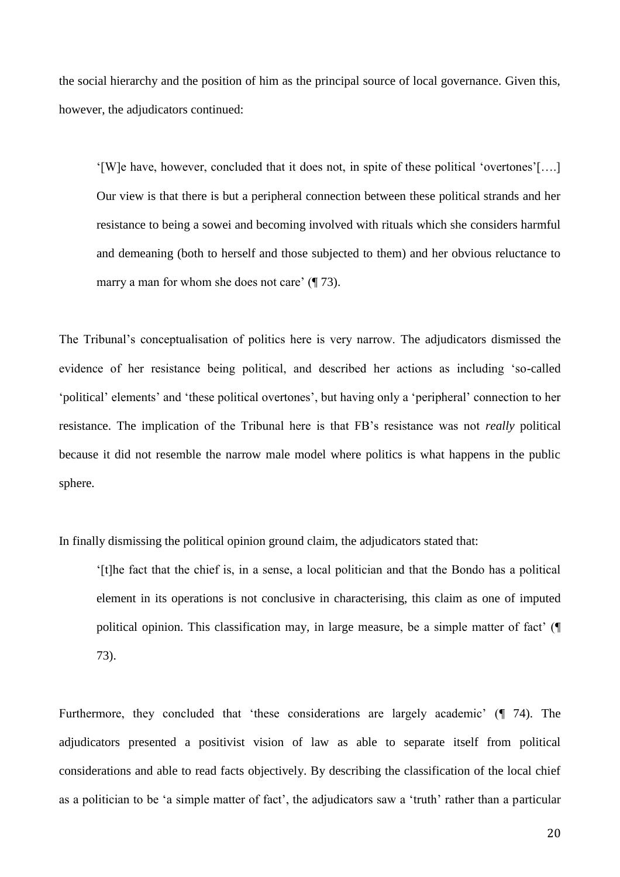the social hierarchy and the position of him as the principal source of local governance. Given this, however, the adjudicators continued:

> '[W]e have, however, concluded that it does not, in spite of these political 'overtones'[….] Our view is that there is but a peripheral connection between these political strands and her resistance to being a sowei and becoming involved with rituals which she considers harmful and demeaning (both to herself and those subjected to them) and her obvious reluctance to marry a man for whom she does not care' (¶ 73).

The Tribunal's conceptualisation of politics here is very narrow. The adjudicators dismissed the evidence of her resistance being political, and described her actions as including 'so-called 'political' elements' and 'these political overtones', but having only a 'peripheral' connection to her resistance. The implication of the Tribunal here is that FB's resistance was not *really* political because it did not resemble the narrow male model where politics is what happens in the public sphere.

In finally dismissing the political opinion ground claim, the adjudicators stated that:

> '[t]he fact that the chief is, in a sense, a local politician and that the Bondo has a political element in its operations is not conclusive in characterising, this claim as one of imputed political opinion. This classification may, in large measure, be a simple matter of fact' (¶ 73).

Furthermore, they concluded that 'these considerations are largely academic' (¶ 74). The adjudicators presented a positivist vision of law as able to separate itself from political considerations and able to read facts objectively. By describing the classification of the local chief as a politician to be 'a simple matter of fact', the adjudicators saw a 'truth' rather than a particular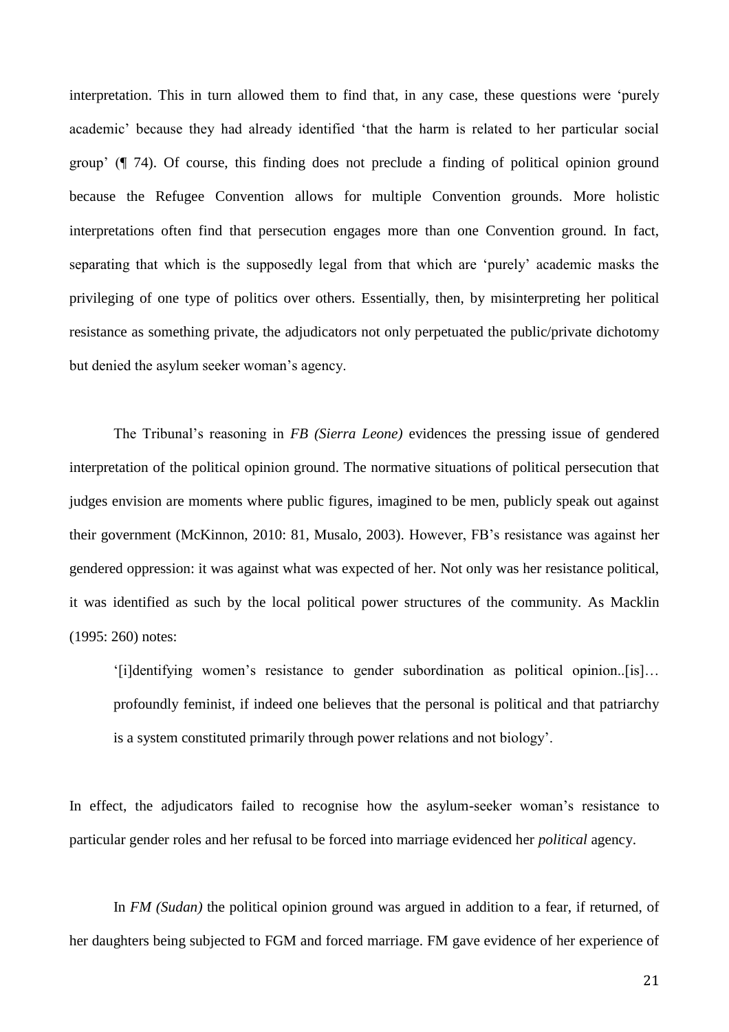interpretation. This in turn allowed them to find that, in any case, these questions were 'purely academic' because they had already identified 'that the harm is related to her particular social group' (¶ 74). Of course, this finding does not preclude a finding of political opinion ground because the Refugee Convention allows for multiple Convention grounds. More holistic interpretations often find that persecution engages more than one Convention ground. In fact, separating that which is the supposedly legal from that which are 'purely' academic masks the privileging of one type of politics over others. Essentially, then, by misinterpreting her political resistance as something private, the adjudicators not only perpetuated the public/private dichotomy but denied the asylum seeker woman's agency.

The Tribunal's reasoning in *FB (Sierra Leone)* evidences the pressing issue of gendered interpretation of the political opinion ground. The normative situations of political persecution that judges envision are moments where public figures, imagined to be men, publicly speak out against their government (McKinnon, 2010: 81, Musalo, 2003). However, FB's resistance was against her gendered oppression: it was against what was expected of her. Not only was her resistance political, it was identified as such by the local political power structures of the community. As Macklin (1995: 260) notes:

> '[i]dentifying women's resistance to gender subordination as political opinion..[is]… profoundly feminist, if indeed one believes that the personal is political and that patriarchy is a system constituted primarily through power relations and not biology'.

In effect, the adjudicators failed to recognise how the asylum-seeker woman's resistance to particular gender roles and her refusal to be forced into marriage evidenced her *political* agency.

In *FM (Sudan)* the political opinion ground was argued in addition to a fear, if returned, of her daughters being subjected to FGM and forced marriage. FM gave evidence of her experience of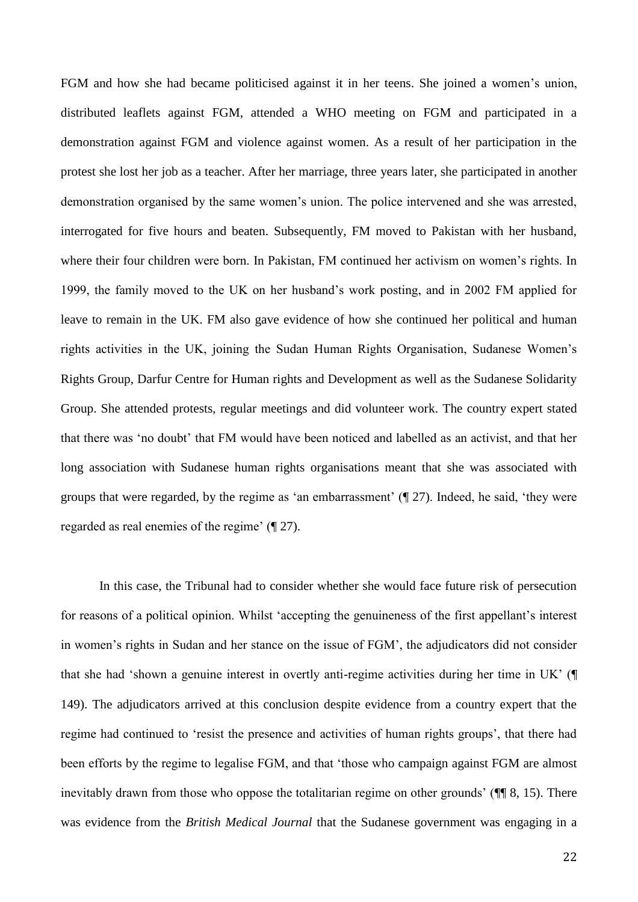FGM and how she had became politicised against it in her teens. She joined a women's union, distributed leaflets against FGM, attended a WHO meeting on FGM and participated in a demonstration against FGM and violence against women. As a result of her participation in the protest she lost her job as a teacher. After her marriage, three years later, she participated in another demonstration organised by the same women's union. The police intervened and she was arrested, interrogated for five hours and beaten. Subsequently, FM moved to Pakistan with her husband, where their four children were born. In Pakistan, FM continued her activism on women's rights. In 1999, the family moved to the UK on her husband's work posting, and in 2002 FM applied for leave to remain in the UK. FM also gave evidence of how she continued her political and human rights activities in the UK, joining the Sudan Human Rights Organisation, Sudanese Women's Rights Group, Darfur Centre for Human rights and Development as well as the Sudanese Solidarity Group. She attended protests, regular meetings and did volunteer work. The country expert stated that there was 'no doubt' that FM would have been noticed and labelled as an activist, and that her long association with Sudanese human rights organisations meant that she was associated with groups that were regarded, by the regime as 'an embarrassment' (¶ 27). Indeed, he said, 'they were regarded as real enemies of the regime' (¶ 27).

In this case, the Tribunal had to consider whether she would face future risk of persecution for reasons of a political opinion. Whilst 'accepting the genuineness of the first appellant's interest in women's rights in Sudan and her stance on the issue of FGM', the adjudicators did not consider that she had 'shown a genuine interest in overtly anti-regime activities during her time in UK' (¶ 149). The adjudicators arrived at this conclusion despite evidence from a country expert that the regime had continued to 'resist the presence and activities of human rights groups', that there had been efforts by the regime to legalise FGM, and that 'those who campaign against FGM are almost inevitably drawn from those who oppose the totalitarian regime on other grounds' (¶¶ 8, 15). There was evidence from the *British Medical Journal* that the Sudanese government was engaging in a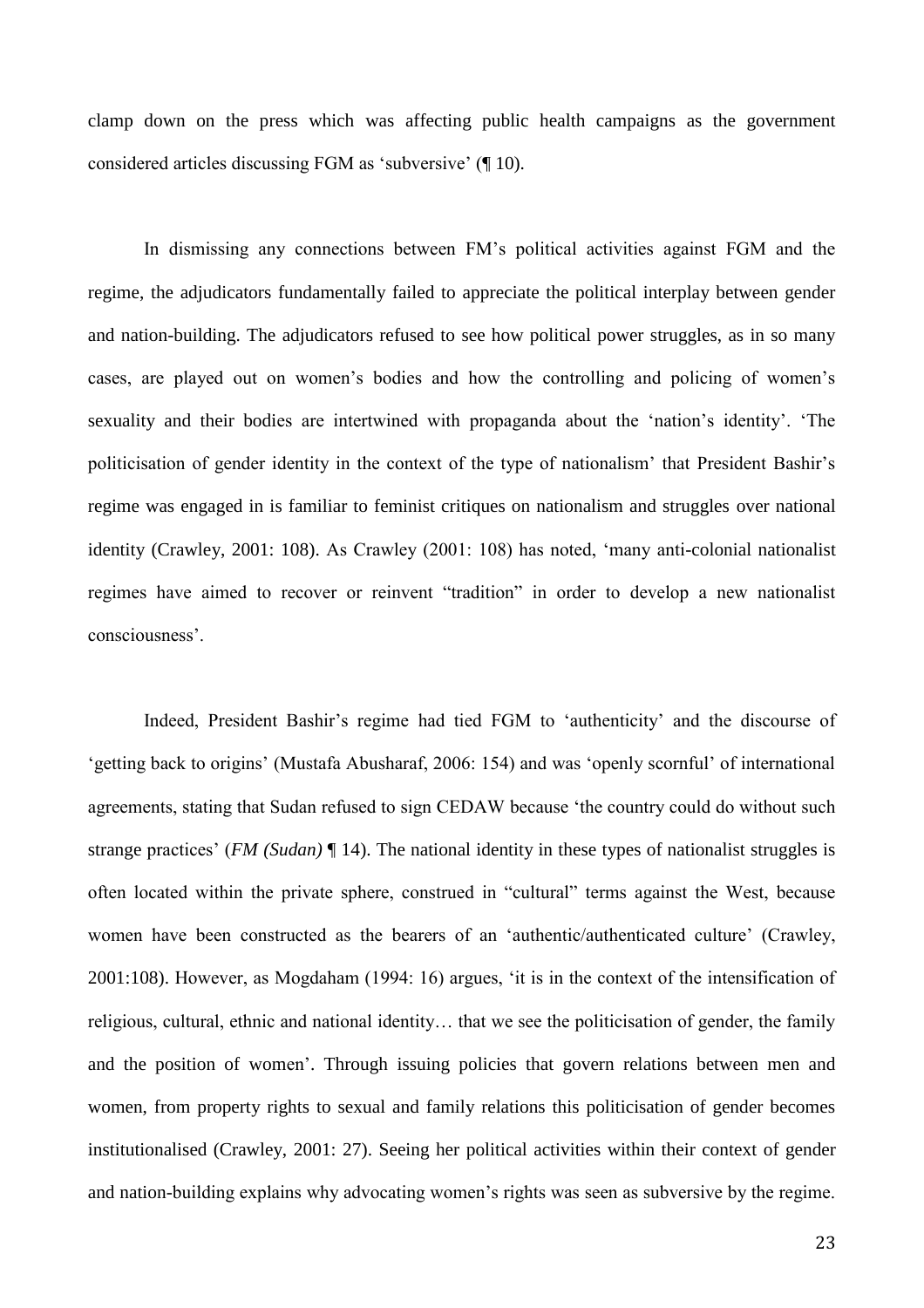clamp down on the press which was affecting public health campaigns as the government considered articles discussing FGM as 'subversive' (¶ 10).

In dismissing any connections between FM's political activities against FGM and the regime, the adjudicators fundamentally failed to appreciate the political interplay between gender and nation-building. The adjudicators refused to see how political power struggles, as in so many cases, are played out on women's bodies and how the controlling and policing of women's sexuality and their bodies are intertwined with propaganda about the 'nation's identity'. 'The politicisation of gender identity in the context of the type of nationalism' that President Bashir's regime was engaged in is familiar to feminist critiques on nationalism and struggles over national identity (Crawley, 2001: 108). As Crawley (2001: 108) has noted, 'many anti-colonial nationalist regimes have aimed to recover or reinvent "tradition" in order to develop a new nationalist consciousness'.

Indeed, President Bashir's regime had tied FGM to 'authenticity' and the discourse of 'getting back to origins' (Mustafa Abusharaf, 2006: 154) and was 'openly scornful' of international agreements, stating that Sudan refused to sign CEDAW because 'the country could do without such strange practices' (*FM (Sudan)* ¶ 14). The national identity in these types of nationalist struggles is often located within the private sphere, construed in "cultural" terms against the West, because women have been constructed as the bearers of an 'authentic/authenticated culture' (Crawley, 2001:108). However, as Mogdaham (1994: 16) argues, 'it is in the context of the intensification of religious, cultural, ethnic and national identity… that we see the politicisation of gender, the family and the position of women'. Through issuing policies that govern relations between men and women, from property rights to sexual and family relations this politicisation of gender becomes institutionalised (Crawley, 2001: 27). Seeing her political activities within their context of gender and nation-building explains why advocating women's rights was seen as subversive by the regime.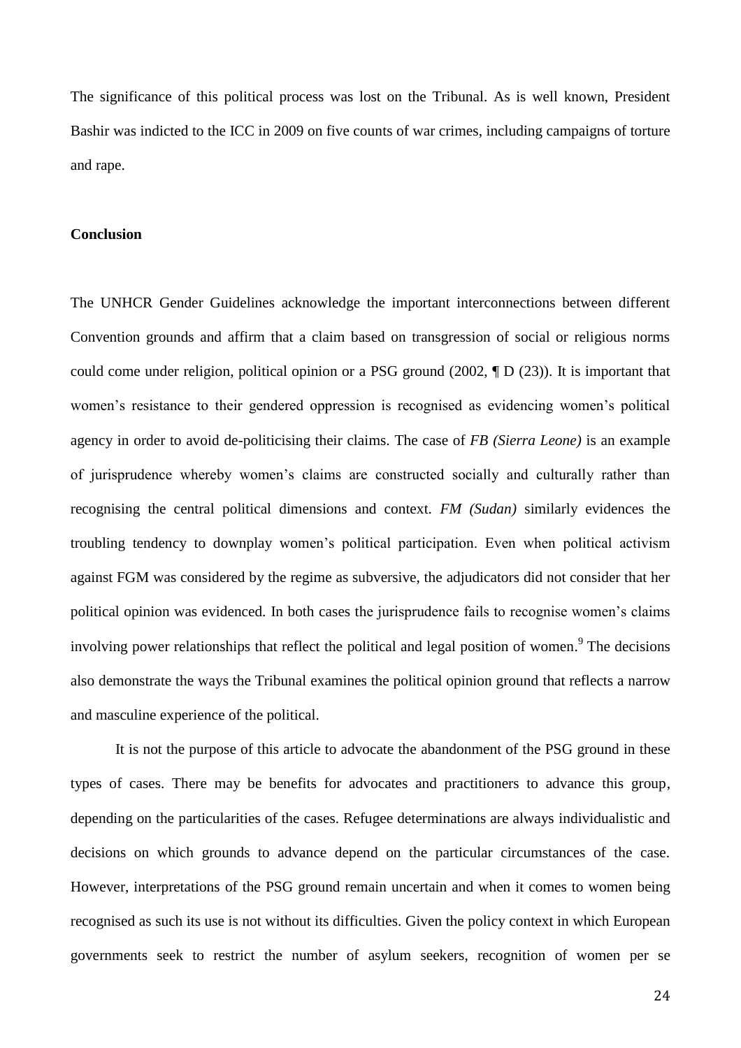The significance of this political process was lost on the Tribunal. As is well known, President Bashir was indicted to the ICC in 2009 on five counts of war crimes, including campaigns of torture and rape.

## Conclusion

The UNHCR Gender Guidelines acknowledge the important interconnections between different Convention grounds and affirm that a claim based on transgression of social or religious norms could come under religion, political opinion or a PSG ground (2002, ¶ D (23)). It is important that women's resistance to their gendered oppression is recognised as evidencing women's political agency in order to avoid de-politicising their claims. The case of *FB (Sierra Leone)* is an example of jurisprudence whereby women's claims are constructed socially and culturally rather than recognising the central political dimensions and context. *FM (Sudan)* similarly evidences the troubling tendency to downplay women's political participation. Even when political activism against FGM was considered by the regime as subversive, the adjudicators did not consider that her political opinion was evidenced. In both cases the jurisprudence fails to recognise women's claims involving power relationships that reflect the political and legal position of women.[9] The decisions also demonstrate the ways the Tribunal examines the political opinion ground that reflects a narrow and masculine experience of the political.

It is not the purpose of this article to advocate the abandonment of the PSG ground in these types of cases. There may be benefits for advocates and practitioners to advance this group, depending on the particularities of the cases. Refugee determinations are always individualistic and decisions on which grounds to advance depend on the particular circumstances of the case. However, interpretations of the PSG ground remain uncertain and when it comes to women being recognised as such its use is not without its difficulties. Given the policy context in which European governments seek to restrict the number of asylum seekers, recognition of women per se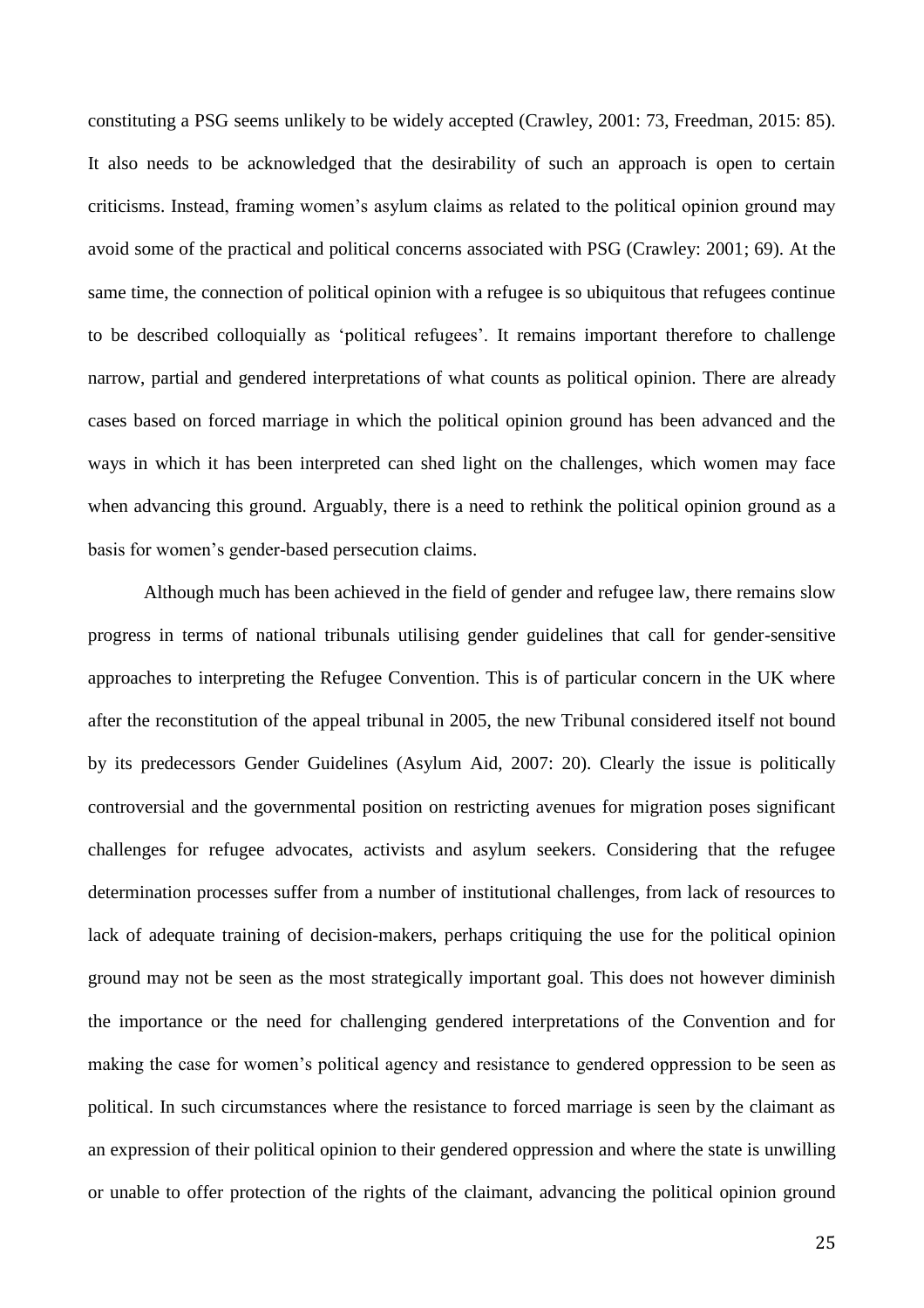constituting a PSG seems unlikely to be widely accepted (Crawley, 2001: 73, Freedman, 2015: 85). It also needs to be acknowledged that the desirability of such an approach is open to certain criticisms. Instead, framing women's asylum claims as related to the political opinion ground may avoid some of the practical and political concerns associated with PSG (Crawley: 2001; 69). At the same time, the connection of political opinion with a refugee is so ubiquitous that refugees continue to be described colloquially as 'political refugees'. It remains important therefore to challenge narrow, partial and gendered interpretations of what counts as political opinion. There are already cases based on forced marriage in which the political opinion ground has been advanced and the ways in which it has been interpreted can shed light on the challenges, which women may face when advancing this ground. Arguably, there is a need to rethink the political opinion ground as a basis for women's gender-based persecution claims.

Although much has been achieved in the field of gender and refugee law, there remains slow progress in terms of national tribunals utilising gender guidelines that call for gender-sensitive approaches to interpreting the Refugee Convention. This is of particular concern in the UK where after the reconstitution of the appeal tribunal in 2005, the new Tribunal considered itself not bound by its predecessors Gender Guidelines (Asylum Aid, 2007: 20). Clearly the issue is politically controversial and the governmental position on restricting avenues for migration poses significant challenges for refugee advocates, activists and asylum seekers. Considering that the refugee determination processes suffer from a number of institutional challenges, from lack of resources to lack of adequate training of decision-makers, perhaps critiquing the use for the political opinion ground may not be seen as the most strategically important goal. This does not however diminish the importance or the need for challenging gendered interpretations of the Convention and for making the case for women's political agency and resistance to gendered oppression to be seen as political. In such circumstances where the resistance to forced marriage is seen by the claimant as an expression of their political opinion to their gendered oppression and where the state is unwilling or unable to offer protection of the rights of the claimant, advancing the political opinion ground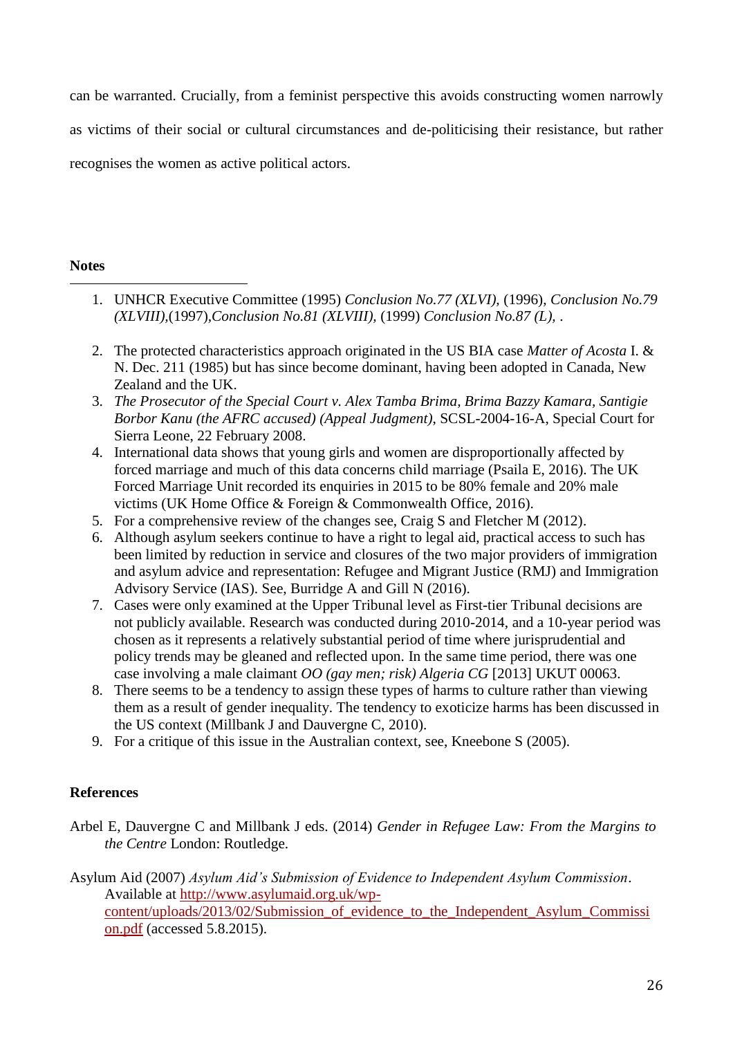can be warranted. Crucially, from a feminist perspective this avoids constructing women narrowly as victims of their social or cultural circumstances and de-politicising their resistance, but rather recognises the women as active political actors.

**Notes**

1. UNHCR Executive Committee (1995) *Conclusion No.77 (XLVI),* (1996), *Conclusion No.79 (XLVIII),*(1997),*Conclusion No.81 (XLVIII),* (1999) *Conclusion No.87 (L),* .
2. The protected characteristics approach originated in the US BIA case *Matter of Acosta* I. & N. Dec. 211 (1985) but has since become dominant, having been adopted in Canada, New Zealand and the UK.
3. *The Prosecutor of the Special Court v. Alex Tamba Brima, Brima Bazzy Kamara, Santigie Borbor Kanu (the AFRC accused) (Appeal Judgment)*, SCSL-2004-16-A, Special Court for Sierra Leone, 22 February 2008.
4. International data shows that young girls and women are disproportionally affected by forced marriage and much of this data concerns child marriage (Psaila E, 2016). The UK Forced Marriage Unit recorded its enquiries in 2015 to be 80% female and 20% male victims (UK Home Office & Foreign & Commonwealth Office, 2016).
5. For a comprehensive review of the changes see, Craig S and Fletcher M (2012).
6. Although asylum seekers continue to have a right to legal aid, practical access to such has been limited by reduction in service and closures of the two major providers of immigration and asylum advice and representation: Refugee and Migrant Justice (RMJ) and Immigration Advisory Service (IAS). See, Burridge A and Gill N (2016).
7. Cases were only examined at the Upper Tribunal level as First-tier Tribunal decisions are not publicly available. Research was conducted during 2010-2014, and a 10-year period was chosen as it represents a relatively substantial period of time where jurisprudential and policy trends may be gleaned and reflected upon. In the same time period, there was one case involving a male claimant *OO (gay men; risk) Algeria CG* [2013] UKUT 00063.
8. There seems to be a tendency to assign these types of harms to culture rather than viewing them as a result of gender inequality. The tendency to exoticize harms has been discussed in the US context (Millbank J and Dauvergne C, 2010).
9. For a critique of this issue in the Australian context, see, Kneebone S (2005).

**References**

Arbel E, Dauvergne C and Millbank J eds. (2014) *Gender in Refugee Law: From the Margins to the Centre* London: Routledge.

Asylum Aid (2007) *Asylum Aid's Submission of Evidence to Independent Asylum Commission*. Available at http://www.asylumaid.org.uk/wp-content/uploads/2013/02/Submission_of_evidence_to_the_Independent_Asylum_Commission.pdf (accessed 5.8.2015).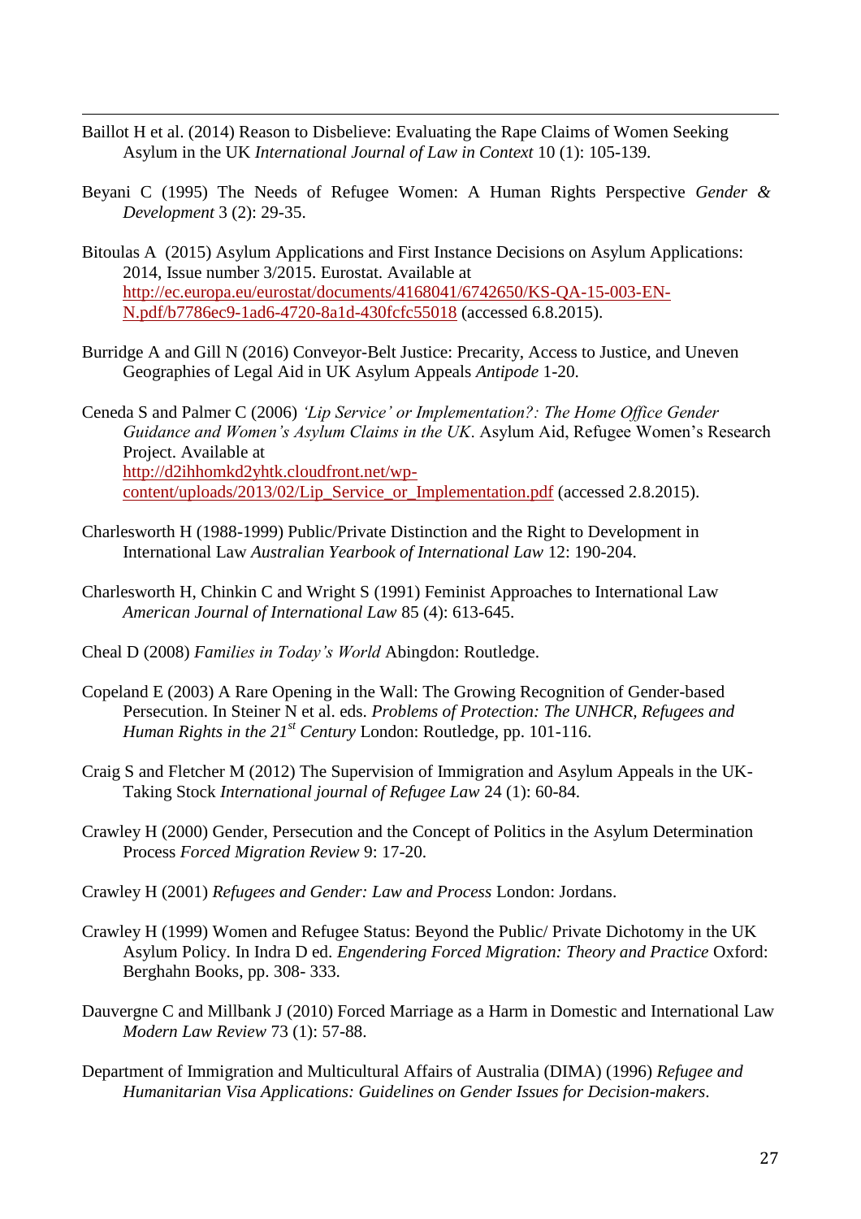Baillot H et al. (2014) Reason to Disbelieve: Evaluating the Rape Claims of Women Seeking Asylum in the UK *International Journal of Law in Context* 10 (1): 105-139.

Beyani C (1995) The Needs of Refugee Women: A Human Rights Perspective *Gender & Development* 3 (2): 29-35.

Bitoulas A (2015) Asylum Applications and First Instance Decisions on Asylum Applications: 2014, Issue number 3/2015. Eurostat. Available at http://ec.europa.eu/eurostat/documents/4168041/6742650/KS-QA-15-003-EN-N.pdf/b7786ec9-1ad6-4720-8a1d-430fcfc55018 (accessed 6.8.2015).

Burridge A and Gill N (2016) Conveyor-Belt Justice: Precarity, Access to Justice, and Uneven Geographies of Legal Aid in UK Asylum Appeals *Antipode* 1-20.

Ceneda S and Palmer C (2006) *'Lip Service' or Implementation?: The Home Office Gender Guidance and Women's Asylum Claims in the UK*. Asylum Aid, Refugee Women's Research Project. Available at http://d2ihhomkd2yhtk.cloudfront.net/wp-content/uploads/2013/02/Lip_Service_or_Implementation.pdf (accessed 2.8.2015).

Charlesworth H (1988-1999) Public/Private Distinction and the Right to Development in International Law *Australian Yearbook of International Law* 12: 190-204.

Charlesworth H, Chinkin C and Wright S (1991) Feminist Approaches to International Law *American Journal of International Law* 85 (4): 613-645.

Cheal D (2008) *Families in Today's World* Abingdon: Routledge.

Copeland E (2003) A Rare Opening in the Wall: The Growing Recognition of Gender-based Persecution. In Steiner N et al. eds. *Problems of Protection: The UNHCR, Refugees and Human Rights in the 21st Century* London: Routledge, pp. 101-116.

Craig S and Fletcher M (2012) The Supervision of Immigration and Asylum Appeals in the UK-Taking Stock *International journal of Refugee Law* 24 (1): 60-84.

Crawley H (2000) Gender, Persecution and the Concept of Politics in the Asylum Determination Process *Forced Migration Review* 9: 17-20.

Crawley H (2001) *Refugees and Gender: Law and Process* London: Jordans.

Crawley H (1999) Women and Refugee Status: Beyond the Public/ Private Dichotomy in the UK Asylum Policy. In Indra D ed. *Engendering Forced Migration: Theory and Practice* Oxford: Berghahn Books, pp. 308- 333.

Dauvergne C and Millbank J (2010) Forced Marriage as a Harm in Domestic and International Law *Modern Law Review* 73 (1): 57-88.

Department of Immigration and Multicultural Affairs of Australia (DIMA) (1996) *Refugee and Humanitarian Visa Applications: Guidelines on Gender Issues for Decision-makers*.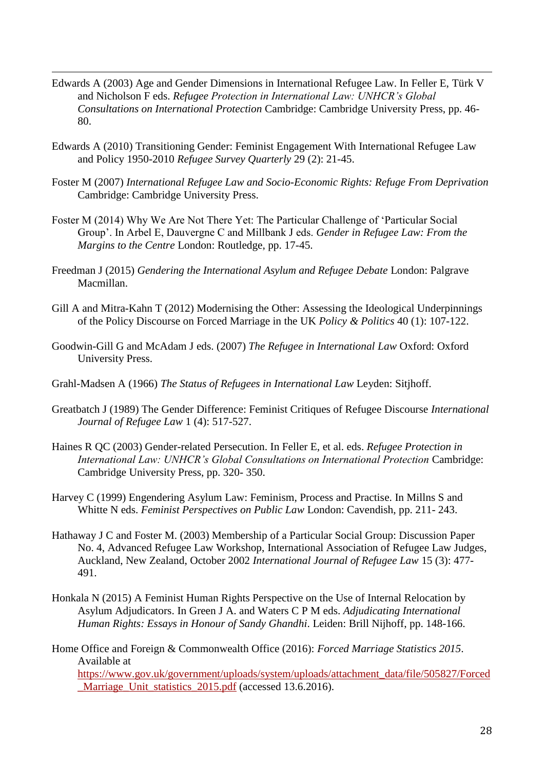Edwards A (2003) Age and Gender Dimensions in International Refugee Law. In Feller E, Türk V and Nicholson F eds. *Refugee Protection in International Law: UNHCR's Global Consultations on International Protection* Cambridge: Cambridge University Press, pp. 46-80.

Edwards A (2010) Transitioning Gender: Feminist Engagement With International Refugee Law and Policy 1950-2010 *Refugee Survey Quarterly* 29 (2): 21-45.

Foster M (2007) *International Refugee Law and Socio-Economic Rights: Refuge From Deprivation* Cambridge: Cambridge University Press.

Foster M (2014) Why We Are Not There Yet: The Particular Challenge of 'Particular Social Group'. In Arbel E, Dauvergne C and Millbank J eds. *Gender in Refugee Law: From the Margins to the Centre* London: Routledge, pp. 17-45.

Freedman J (2015) *Gendering the International Asylum and Refugee Debate* London: Palgrave Macmillan.

Gill A and Mitra-Kahn T (2012) Modernising the Other: Assessing the Ideological Underpinnings of the Policy Discourse on Forced Marriage in the UK *Policy & Politics* 40 (1): 107-122.

Goodwin-Gill G and McAdam J eds. (2007) *The Refugee in International Law* Oxford: Oxford University Press.

Grahl-Madsen A (1966) *The Status of Refugees in International Law* Leyden: Sitjhoff.

Greatbatch J (1989) The Gender Difference: Feminist Critiques of Refugee Discourse *International Journal of Refugee Law* 1 (4): 517-527.

Haines R QC (2003) Gender-related Persecution. In Feller E, et al. eds. *Refugee Protection in International Law: UNHCR's Global Consultations on International Protection* Cambridge: Cambridge University Press, pp. 320- 350.

Harvey C (1999) Engendering Asylum Law: Feminism, Process and Practise. In Millns S and Whitte N eds. *Feminist Perspectives on Public Law* London: Cavendish, pp. 211- 243.

Hathaway J C and Foster M. (2003) Membership of a Particular Social Group: Discussion Paper No. 4, Advanced Refugee Law Workshop, International Association of Refugee Law Judges, Auckland, New Zealand, October 2002 *International Journal of Refugee Law* 15 (3): 477-491.

Honkala N (2015) A Feminist Human Rights Perspective on the Use of Internal Relocation by Asylum Adjudicators. In Green J A. and Waters C P M eds. *Adjudicating International Human Rights: Essays in Honour of Sandy Ghandhi*. Leiden: Brill Nijhoff, pp. 148-166.

Home Office and Foreign & Commonwealth Office (2016): *Forced Marriage Statistics 2015*. Available at https://www.gov.uk/government/uploads/system/uploads/attachment_data/file/505827/Forced_Marriage_Unit_statistics_2015.pdf (accessed 13.6.2016).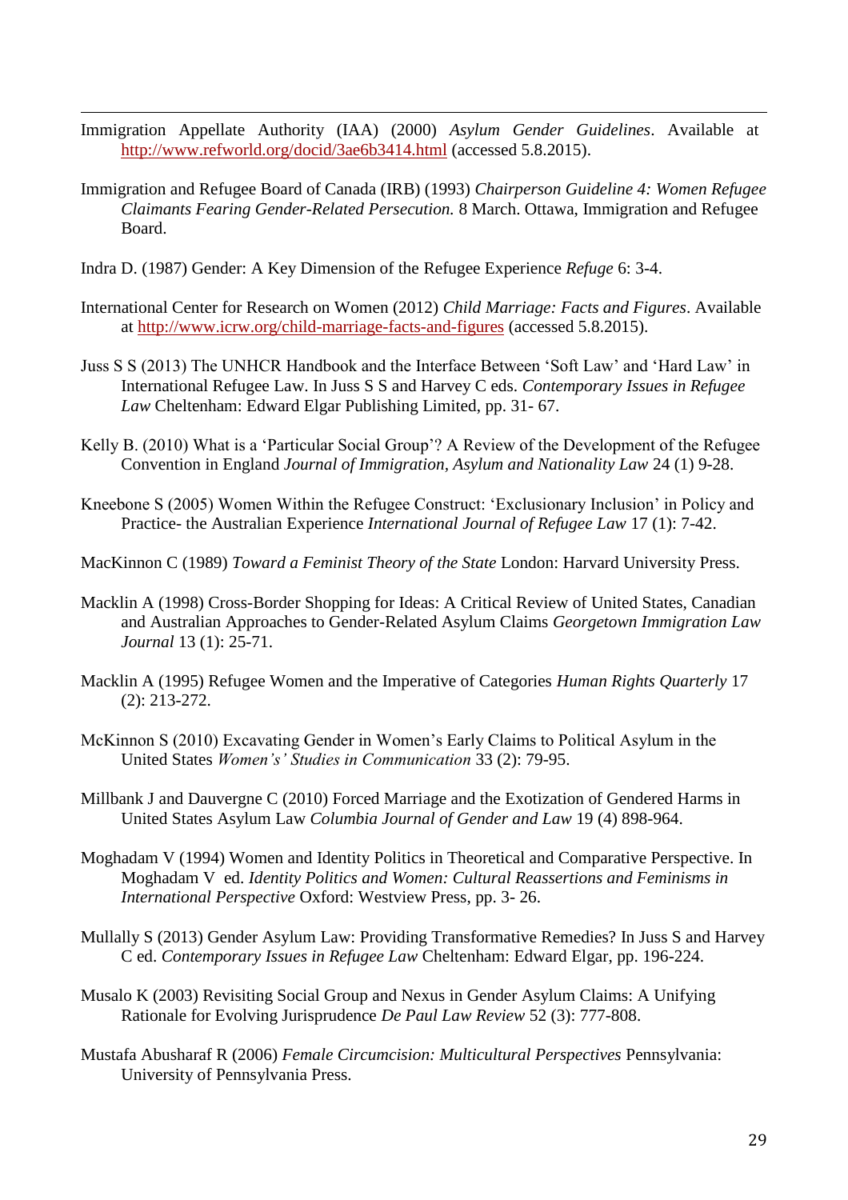Immigration Appellate Authority (IAA) (2000) *Asylum Gender Guidelines*. Available at http://www.refworld.org/docid/3ae6b3414.html (accessed 5.8.2015).

Immigration and Refugee Board of Canada (IRB) (1993) *Chairperson Guideline 4: Women Refugee Claimants Fearing Gender-Related Persecution.* 8 March. Ottawa, Immigration and Refugee Board.

Indra D. (1987) Gender: A Key Dimension of the Refugee Experience *Refuge* 6: 3-4.

International Center for Research on Women (2012) *Child Marriage: Facts and Figures*. Available at http://www.icrw.org/child-marriage-facts-and-figures (accessed 5.8.2015).

Juss S S (2013) The UNHCR Handbook and the Interface Between 'Soft Law' and 'Hard Law' in International Refugee Law. In Juss S S and Harvey C eds. *Contemporary Issues in Refugee Law* Cheltenham: Edward Elgar Publishing Limited, pp. 31- 67.

Kelly B. (2010) What is a 'Particular Social Group'? A Review of the Development of the Refugee Convention in England *Journal of Immigration, Asylum and Nationality Law* 24 (1) 9-28.

Kneebone S (2005) Women Within the Refugee Construct: 'Exclusionary Inclusion' in Policy and Practice- the Australian Experience *International Journal of Refugee Law* 17 (1): 7-42.

MacKinnon C (1989) *Toward a Feminist Theory of the State* London: Harvard University Press.

Macklin A (1998) Cross-Border Shopping for Ideas: A Critical Review of United States, Canadian and Australian Approaches to Gender-Related Asylum Claims *Georgetown Immigration Law Journal* 13 (1): 25-71.

Macklin A (1995) Refugee Women and the Imperative of Categories *Human Rights Quarterly* 17 (2): 213-272.

McKinnon S (2010) Excavating Gender in Women's Early Claims to Political Asylum in the United States *Women's' Studies in Communication* 33 (2): 79-95.

Millbank J and Dauvergne C (2010) Forced Marriage and the Exotization of Gendered Harms in United States Asylum Law *Columbia Journal of Gender and Law* 19 (4) 898-964.

Moghadam V (1994) Women and Identity Politics in Theoretical and Comparative Perspective. In Moghadam V ed. *Identity Politics and Women: Cultural Reassertions and Feminisms in International Perspective* Oxford: Westview Press, pp. 3- 26.

Mullally S (2013) Gender Asylum Law: Providing Transformative Remedies? In Juss S and Harvey C ed. *Contemporary Issues in Refugee Law* Cheltenham: Edward Elgar, pp. 196-224.

Musalo K (2003) Revisiting Social Group and Nexus in Gender Asylum Claims: A Unifying Rationale for Evolving Jurisprudence *De Paul Law Review* 52 (3): 777-808.

Mustafa Abusharaf R (2006) *Female Circumcision: Multicultural Perspectives* Pennsylvania: University of Pennsylvania Press.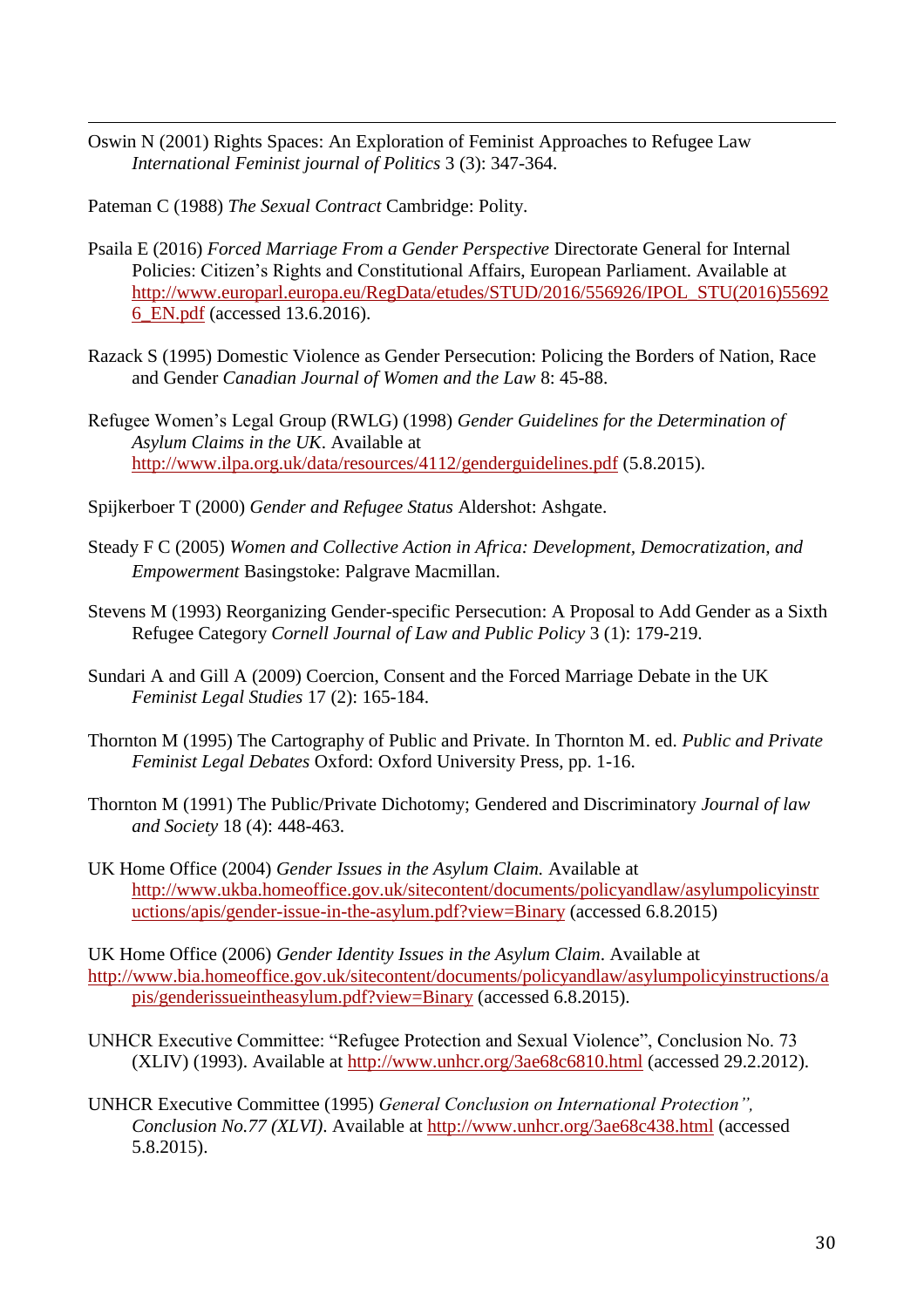Oswin N (2001) Rights Spaces: An Exploration of Feminist Approaches to Refugee Law *International Feminist journal of Politics* 3 (3): 347-364.

Pateman C (1988) *The Sexual Contract* Cambridge: Polity.

Psaila E (2016) *Forced Marriage From a Gender Perspective* Directorate General for Internal Policies: Citizen's Rights and Constitutional Affairs, European Parliament. Available at http://www.europarl.europa.eu/RegData/etudes/STUD/2016/556926/IPOL_STU(2016)556926_EN.pdf (accessed 13.6.2016).

Razack S (1995) Domestic Violence as Gender Persecution: Policing the Borders of Nation, Race and Gender *Canadian Journal of Women and the Law* 8: 45-88.

Refugee Women's Legal Group (RWLG) (1998) *Gender Guidelines for the Determination of Asylum Claims in the UK*. Available at http://www.ilpa.org.uk/data/resources/4112/genderguidelines.pdf (5.8.2015).

Spijkerboer T (2000) *Gender and Refugee Status* Aldershot: Ashgate.

Steady F C (2005) *Women and Collective Action in Africa: Development, Democratization, and Empowerment* Basingstoke: Palgrave Macmillan.

Stevens M (1993) Reorganizing Gender-specific Persecution: A Proposal to Add Gender as a Sixth Refugee Category *Cornell Journal of Law and Public Policy* 3 (1): 179-219.

Sundari A and Gill A (2009) Coercion, Consent and the Forced Marriage Debate in the UK *Feminist Legal Studies* 17 (2): 165-184.

Thornton M (1995) The Cartography of Public and Private. In Thornton M. ed. *Public and Private Feminist Legal Debates* Oxford: Oxford University Press, pp. 1-16.

Thornton M (1991) The Public/Private Dichotomy; Gendered and Discriminatory *Journal of law and Society* 18 (4): 448-463.

UK Home Office (2004) *Gender Issues in the Asylum Claim.* Available at http://www.ukba.homeoffice.gov.uk/sitecontent/documents/policyandlaw/asylumpolicyinstructions/apis/gender-issue-in-the-asylum.pdf?view=Binary (accessed 6.8.2015)

UK Home Office (2006) *Gender Identity Issues in the Asylum Claim*. Available at http://www.bia.homeoffice.gov.uk/sitecontent/documents/policyandlaw/asylumpolicyinstructions/apis/genderissueintheasylum.pdf?view=Binary (accessed 6.8.2015).

UNHCR Executive Committee: "Refugee Protection and Sexual Violence", Conclusion No. 73 (XLIV) (1993). Available at http://www.unhcr.org/3ae68c6810.html (accessed 29.2.2012).

UNHCR Executive Committee (1995) *General Conclusion on International Protection", Conclusion No.77 (XLVI)*. Available at http://www.unhcr.org/3ae68c438.html (accessed 5.8.2015).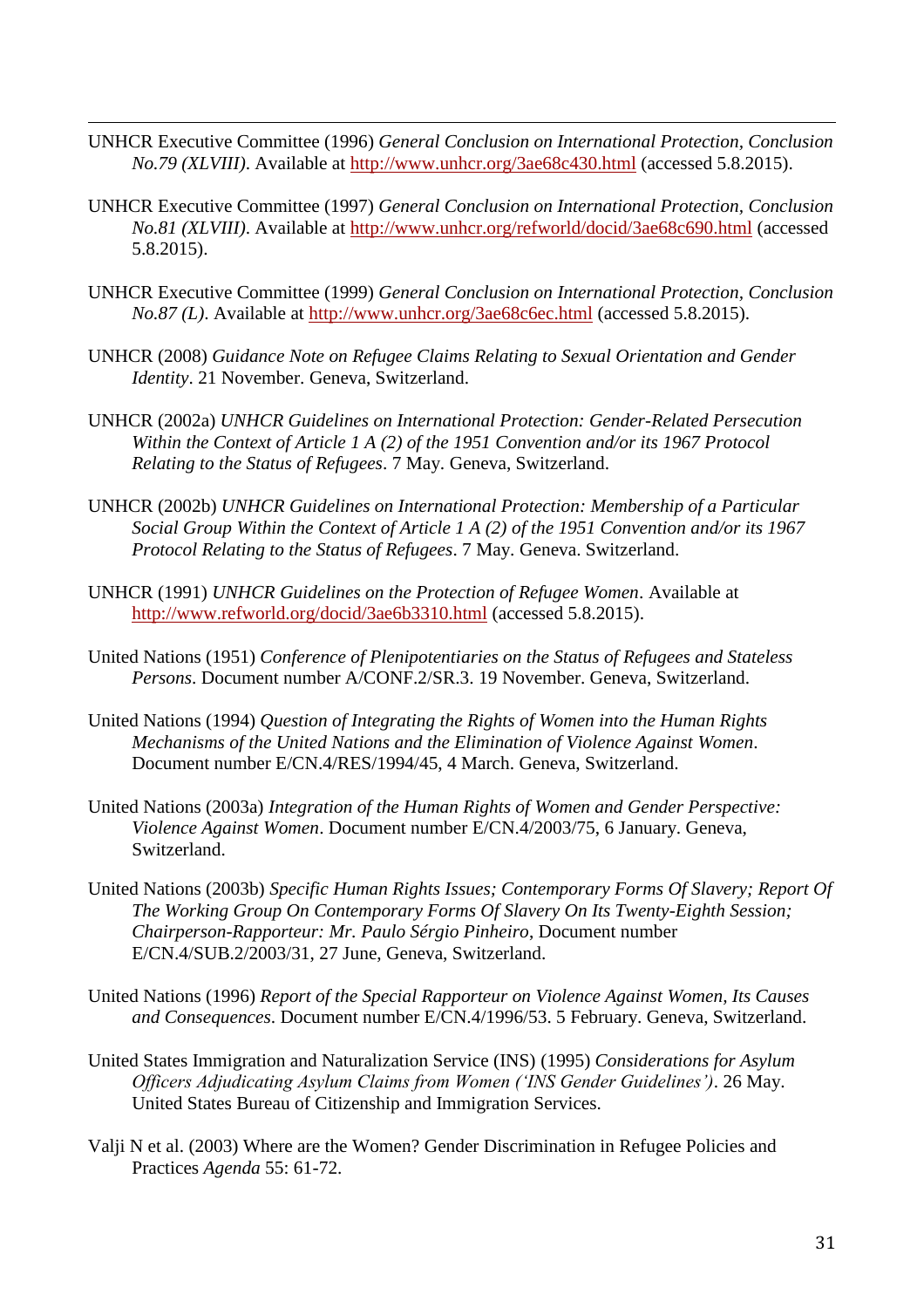UNHCR Executive Committee (1996) *General Conclusion on International Protection, Conclusion No.79 (XLVIII)*. Available at http://www.unhcr.org/3ae68c430.html (accessed 5.8.2015).

UNHCR Executive Committee (1997) *General Conclusion on International Protection, Conclusion No.81 (XLVIII)*. Available at http://www.unhcr.org/refworld/docid/3ae68c690.html (accessed 5.8.2015).

UNHCR Executive Committee (1999) *General Conclusion on International Protection, Conclusion No.87 (L)*. Available at http://www.unhcr.org/3ae68c6ec.html (accessed 5.8.2015).

UNHCR (2008) *Guidance Note on Refugee Claims Relating to Sexual Orientation and Gender Identity*. 21 November. Geneva, Switzerland.

UNHCR (2002a) *UNHCR Guidelines on International Protection: Gender-Related Persecution Within the Context of Article 1 A (2) of the 1951 Convention and/or its 1967 Protocol Relating to the Status of Refugees*. 7 May. Geneva, Switzerland.

UNHCR (2002b) *UNHCR Guidelines on International Protection: Membership of a Particular Social Group Within the Context of Article 1 A (2) of the 1951 Convention and/or its 1967 Protocol Relating to the Status of Refugees*. 7 May. Geneva. Switzerland.

UNHCR (1991) *UNHCR Guidelines on the Protection of Refugee Women*. Available at http://www.refworld.org/docid/3ae6b3310.html (accessed 5.8.2015).

United Nations (1951) *Conference of Plenipotentiaries on the Status of Refugees and Stateless Persons*. Document number A/CONF.2/SR.3. 19 November. Geneva, Switzerland.

United Nations (1994) *Question of Integrating the Rights of Women into the Human Rights Mechanisms of the United Nations and the Elimination of Violence Against Women*. Document number E/CN.4/RES/1994/45, 4 March. Geneva, Switzerland.

United Nations (2003a) *Integration of the Human Rights of Women and Gender Perspective: Violence Against Women*. Document number E/CN.4/2003/75, 6 January. Geneva, Switzerland.

United Nations (2003b) *Specific Human Rights Issues; Contemporary Forms Of Slavery; Report Of The Working Group On Contemporary Forms Of Slavery On Its Twenty-Eighth Session; Chairperson-Rapporteur: Mr. Paulo Sérgio Pinheiro*, Document number E/CN.4/SUB.2/2003/31, 27 June, Geneva, Switzerland.

United Nations (1996) *Report of the Special Rapporteur on Violence Against Women, Its Causes and Consequences*. Document number E/CN.4/1996/53. 5 February. Geneva, Switzerland.

United States Immigration and Naturalization Service (INS) (1995) *Considerations for Asylum Officers Adjudicating Asylum Claims from Women ('INS Gender Guidelines')*. 26 May. United States Bureau of Citizenship and Immigration Services.

Valji N et al. (2003) Where are the Women? Gender Discrimination in Refugee Policies and Practices *Agenda* 55: 61-72.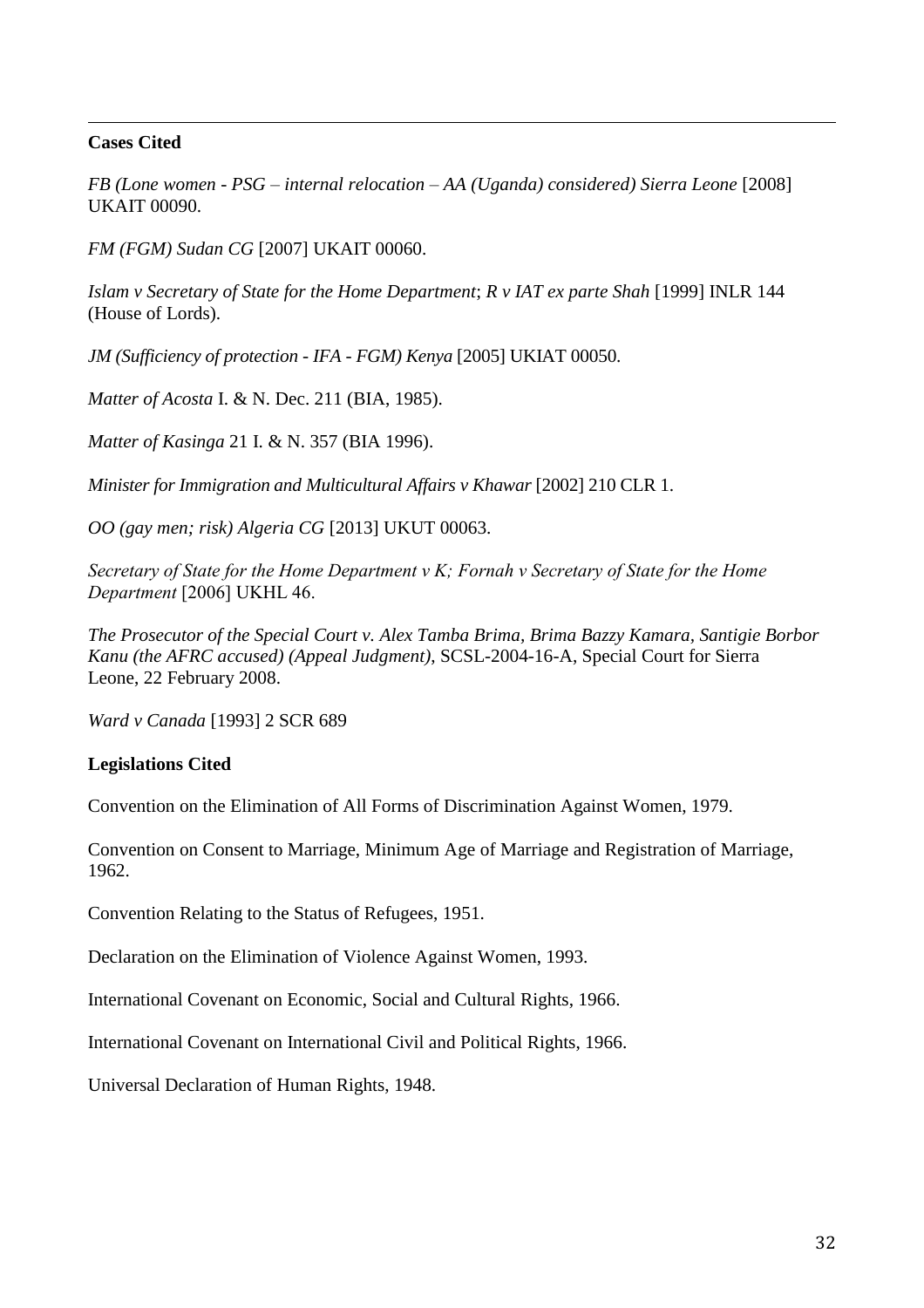**Cases Cited**

*FB (Lone women - PSG – internal relocation – AA (Uganda) considered) Sierra Leone* [2008] UKAIT 00090.

*FM (FGM) Sudan CG* [2007] UKAIT 00060.

*Islam v Secretary of State for the Home Department*; *R v IAT ex parte Shah* [1999] INLR 144 (House of Lords).

*JM (Sufficiency of protection - IFA - FGM) Kenya* [2005] UKIAT 00050.

*Matter of Acosta* I. & N. Dec. 211 (BIA, 1985).

*Matter of Kasinga* 21 I. & N. 357 (BIA 1996).

*Minister for Immigration and Multicultural Affairs v Khawar* [2002] 210 CLR 1.

*OO (gay men; risk) Algeria CG* [2013] UKUT 00063.

*Secretary of State for the Home Department v K; Fornah v Secretary of State for the Home Department* [2006] UKHL 46.

*The Prosecutor of the Special Court v. Alex Tamba Brima, Brima Bazzy Kamara, Santigie Borbor Kanu (the AFRC accused) (Appeal Judgment)*, SCSL-2004-16-A, Special Court for Sierra Leone, 22 February 2008.

*Ward v Canada* [1993] 2 SCR 689

**Legislations Cited**

Convention on the Elimination of All Forms of Discrimination Against Women, 1979.

Convention on Consent to Marriage, Minimum Age of Marriage and Registration of Marriage, 1962.

Convention Relating to the Status of Refugees, 1951.

Declaration on the Elimination of Violence Against Women, 1993.

International Covenant on Economic, Social and Cultural Rights, 1966.

International Covenant on International Civil and Political Rights, 1966.

Universal Declaration of Human Rights, 1948.